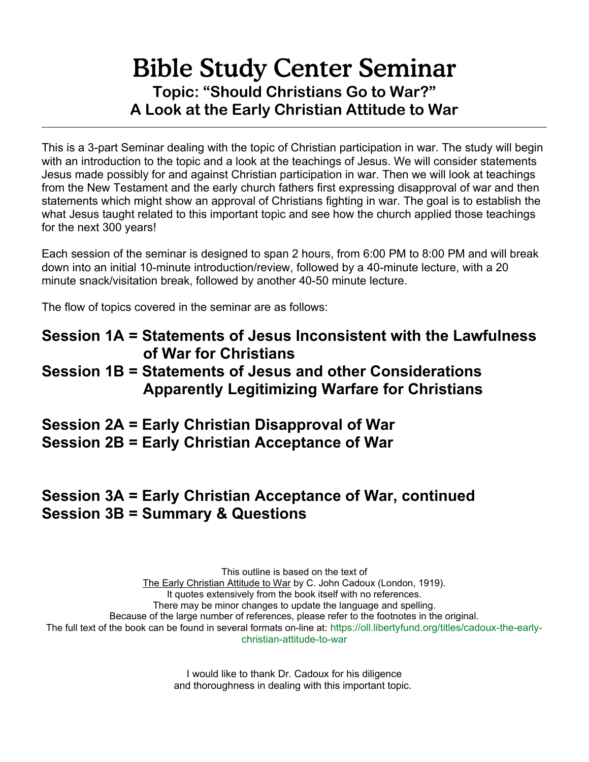# Bible Study Center Seminar

## Topic: "Should Christians Go to War?"
## A Look at the Early Christian Attitude to War

---

This is a 3-part Seminar dealing with the topic of Christian participation in war. The study will begin with an introduction to the topic and a look at the teachings of Jesus. We will consider statements Jesus made possibly for and against Christian participation in war. Then we will look at teachings from the New Testament and the early church fathers first expressing disapproval of war and then statements which might show an approval of Christians fighting in war. The goal is to establish the what Jesus taught related to this important topic and see how the church applied those teachings for the next 300 years!

Each session of the seminar is designed to span 2 hours, from 6:00 PM to 8:00 PM and will break down into an initial 10-minute introduction/review, followed by a 40-minute lecture, with a 20 minute snack/visitation break, followed by another 40-50 minute lecture.

The flow of topics covered in the seminar are as follows:

**Session 1A = Statements of Jesus Inconsistent with the Lawfulness of War for Christians**

**Session 1B = Statements of Jesus and other Considerations Apparently Legitimizing Warfare for Christians**

**Session 2A = Early Christian Disapproval of War**

**Session 2B = Early Christian Acceptance of War**

**Session 3A = Early Christian Acceptance of War, continued**

**Session 3B = Summary & Questions**

This outline is based on the text of
The Early Christian Attitude to War by C. John Cadoux (London, 1919).
It quotes extensively from the book itself with no references.
There may be minor changes to update the language and spelling.
Because of the large number of references, please refer to the footnotes in the original.
The full text of the book can be found in several formats on-line at: https://oll.libertyfund.org/titles/cadoux-the-early-christian-attitude-to-war

I would like to thank Dr. Cadoux for his diligence
and thoroughness in dealing with this important topic.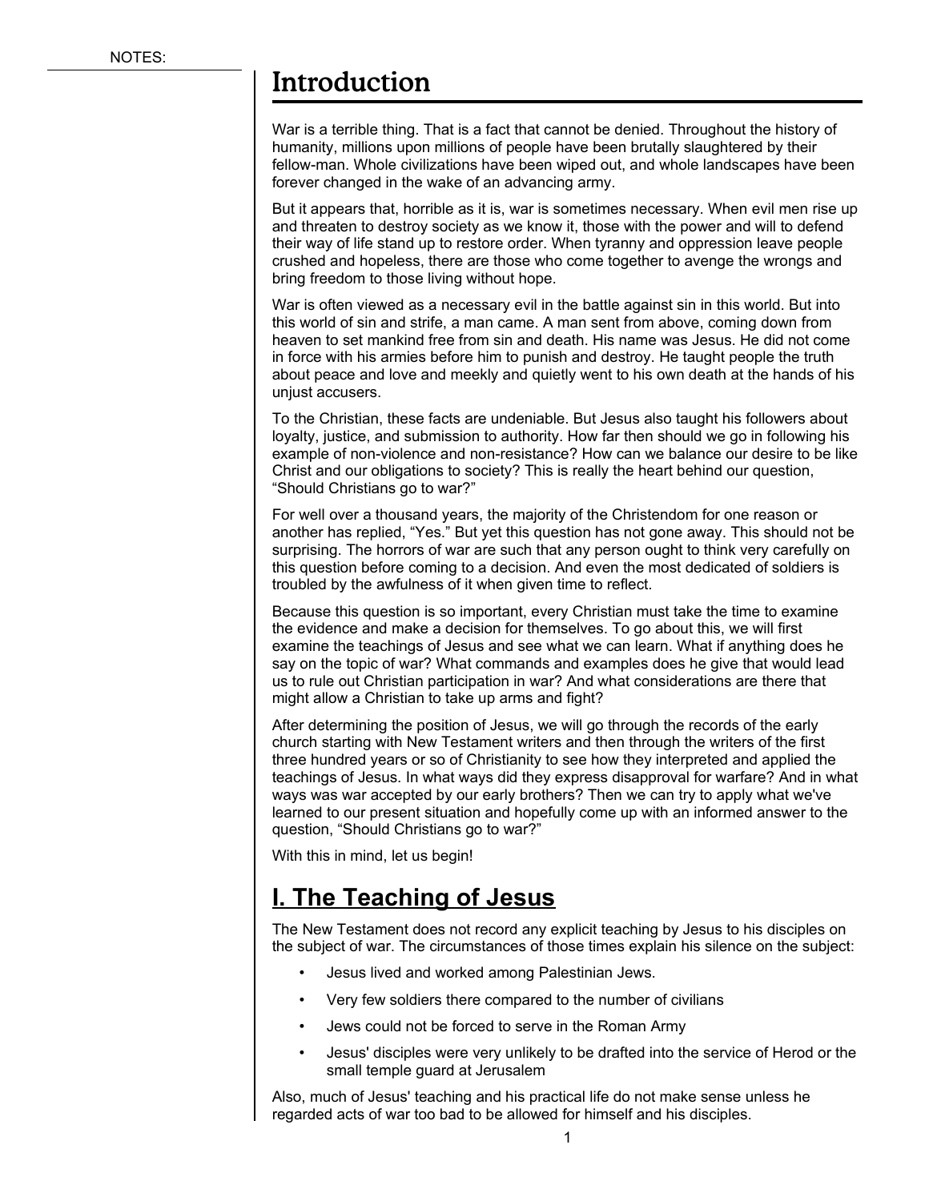NOTES:

# Introduction

War is a terrible thing. That is a fact that cannot be denied. Throughout the history of humanity, millions upon millions of people have been brutally slaughtered by their fellow-man. Whole civilizations have been wiped out, and whole landscapes have been forever changed in the wake of an advancing army.

But it appears that, horrible as it is, war is sometimes necessary. When evil men rise up and threaten to destroy society as we know it, those with the power and will to defend their way of life stand up to restore order. When tyranny and oppression leave people crushed and hopeless, there are those who come together to avenge the wrongs and bring freedom to those living without hope.

War is often viewed as a necessary evil in the battle against sin in this world. But into this world of sin and strife, a man came. A man sent from above, coming down from heaven to set mankind free from sin and death. His name was Jesus. He did not come in force with his armies before him to punish and destroy. He taught people the truth about peace and love and meekly and quietly went to his own death at the hands of his unjust accusers.

To the Christian, these facts are undeniable. But Jesus also taught his followers about loyalty, justice, and submission to authority. How far then should we go in following his example of non-violence and non-resistance? How can we balance our desire to be like Christ and our obligations to society? This is really the heart behind our question, "Should Christians go to war?"

For well over a thousand years, the majority of the Christendom for one reason or another has replied, "Yes." But yet this question has not gone away. This should not be surprising. The horrors of war are such that any person ought to think very carefully on this question before coming to a decision. And even the most dedicated of soldiers is troubled by the awfulness of it when given time to reflect.

Because this question is so important, every Christian must take the time to examine the evidence and make a decision for themselves. To go about this, we will first examine the teachings of Jesus and see what we can learn. What if anything does he say on the topic of war? What commands and examples does he give that would lead us to rule out Christian participation in war? And what considerations are there that might allow a Christian to take up arms and fight?

After determining the position of Jesus, we will go through the records of the early church starting with New Testament writers and then through the writers of the first three hundred years or so of Christianity to see how they interpreted and applied the teachings of Jesus. In what ways did they express disapproval for warfare? And in what ways was war accepted by our early brothers? Then we can try to apply what we've learned to our present situation and hopefully come up with an informed answer to the question, "Should Christians go to war?"

With this in mind, let us begin!

## I. The Teaching of Jesus

The New Testament does not record any explicit teaching by Jesus to his disciples on the subject of war. The circumstances of those times explain his silence on the subject:

- Jesus lived and worked among Palestinian Jews.
- Very few soldiers there compared to the number of civilians
- Jews could not be forced to serve in the Roman Army
- Jesus' disciples were very unlikely to be drafted into the service of Herod or the small temple guard at Jerusalem

Also, much of Jesus' teaching and his practical life do not make sense unless he regarded acts of war too bad to be allowed for himself and his disciples.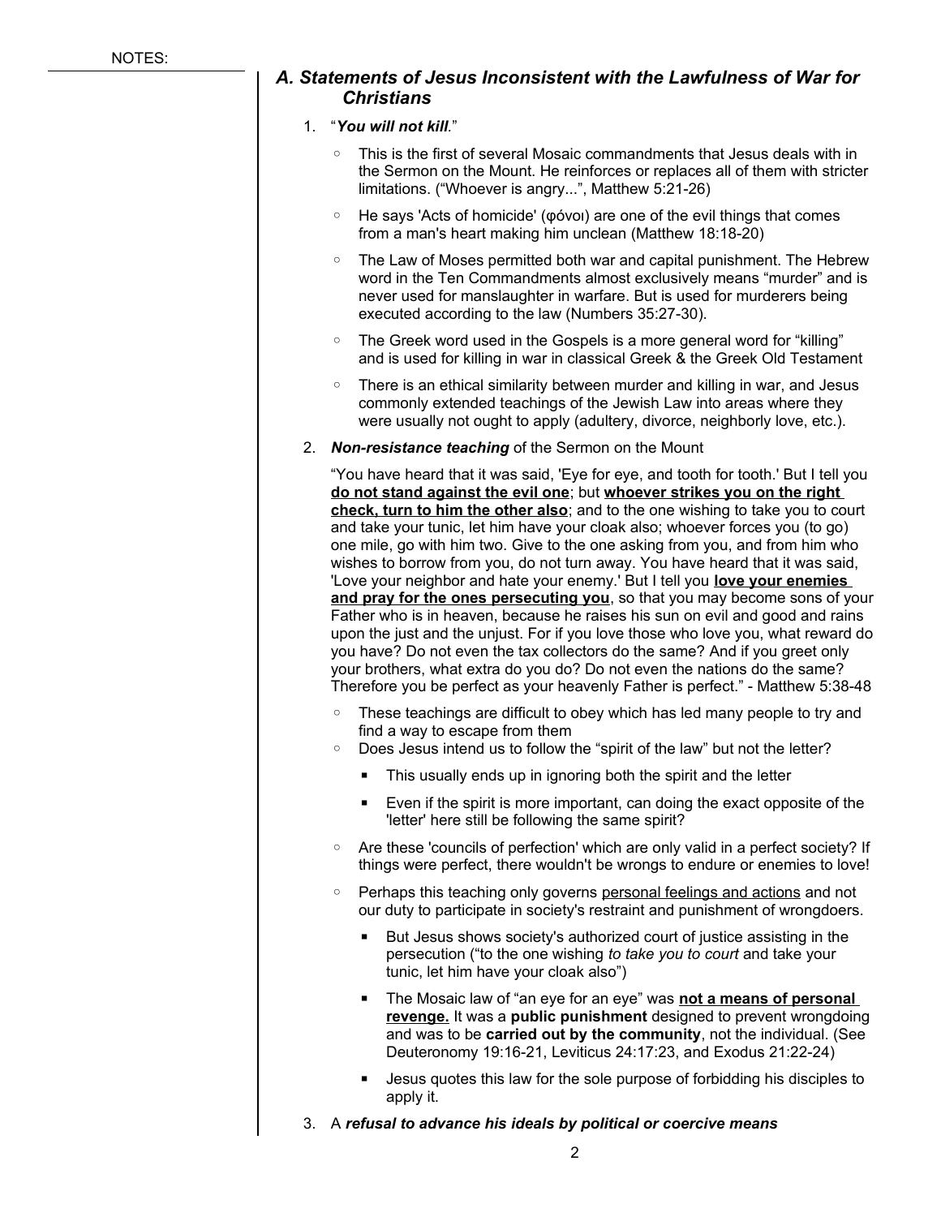NOTES:

### *A. Statements of Jesus Inconsistent with the Lawfulness of War for Christians*

1. "***You will not kill***."

   - This is the first of several Mosaic commandments that Jesus deals with in the Sermon on the Mount. He reinforces or replaces all of them with stricter limitations. ("Whoever is angry...", Matthew 5:21-26)
   - He says 'Acts of homicide' (φόνοι) are one of the evil things that comes from a man's heart making him unclean (Matthew 18:18-20)
   - The Law of Moses permitted both war and capital punishment. The Hebrew word in the Ten Commandments almost exclusively means "murder" and is never used for manslaughter in warfare. But is used for murderers being executed according to the law (Numbers 35:27-30).
   - The Greek word used in the Gospels is a more general word for "killing" and is used for killing in war in classical Greek & the Greek Old Testament
   - There is an ethical similarity between murder and killing in war, and Jesus commonly extended teachings of the Jewish Law into areas where they were usually not ought to apply (adultery, divorce, neighborly love, etc.).

2. ***Non-resistance teaching*** of the Sermon on the Mount

   "You have heard that it was said, 'Eye for eye, and tooth for tooth.' But I tell you <u>**do not stand against the evil one**</u>; but <u>**whoever strikes you on the right check, turn to him the other also**</u>; and to the one wishing to take you to court and take your tunic, let him have your cloak also; whoever forces you (to go) one mile, go with him two. Give to the one asking from you, and from him who wishes to borrow from you, do not turn away. You have heard that it was said, 'Love your neighbor and hate your enemy.' But I tell you <u>**love your enemies and pray for the ones persecuting you**</u>, so that you may become sons of your Father who is in heaven, because he raises his sun on evil and good and rains upon the just and the unjust. For if you love those who love you, what reward do you have? Do not even the tax collectors do the same? And if you greet only your brothers, what extra do you do? Do not even the nations do the same? Therefore you be perfect as your heavenly Father is perfect." - Matthew 5:38-48

   - These teachings are difficult to obey which has led many people to try and find a way to escape from them
   - Does Jesus intend us to follow the "spirit of the law" but not the letter?
     - This usually ends up in ignoring both the spirit and the letter
     - Even if the spirit is more important, can doing the exact opposite of the 'letter' here still be following the same spirit?
   - Are these 'councils of perfection' which are only valid in a perfect society? If things were perfect, there wouldn't be wrongs to endure or enemies to love!
   - Perhaps this teaching only governs <u>personal feelings and actions</u> and not our duty to participate in society's restraint and punishment of wrongdoers.
     - But Jesus shows society's authorized court of justice assisting in the persecution ("to the one wishing *to take you to court* and take your tunic, let him have your cloak also")
     - The Mosaic law of "an eye for an eye" was <u>**not a means of personal revenge.**</u> It was a **public punishment** designed to prevent wrongdoing and was to be **carried out by the community**, not the individual. (See Deuteronomy 19:16-21, Leviticus 24:17:23, and Exodus 21:22-24)
     - Jesus quotes this law for the sole purpose of forbidding his disciples to apply it.

3. A ***refusal to advance his ideals by political or coercive means***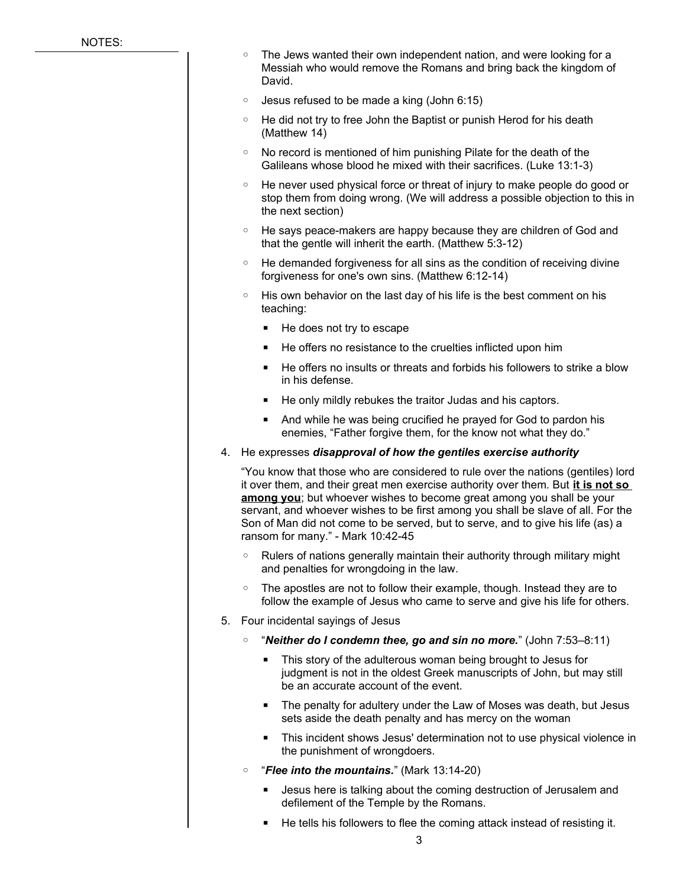NOTES:

- The Jews wanted their own independent nation, and were looking for a Messiah who would remove the Romans and bring back the kingdom of David.
- Jesus refused to be made a king (John 6:15)
- He did not try to free John the Baptist or punish Herod for his death (Matthew 14)
- No record is mentioned of him punishing Pilate for the death of the Galileans whose blood he mixed with their sacrifices. (Luke 13:1-3)
- He never used physical force or threat of injury to make people do good or stop them from doing wrong. (We will address a possible objection to this in the next section)
- He says peace-makers are happy because they are children of God and that the gentle will inherit the earth. (Matthew 5:3-12)
- He demanded forgiveness for all sins as the condition of receiving divine forgiveness for one's own sins. (Matthew 6:12-14)
- His own behavior on the last day of his life is the best comment on his teaching:
  - He does not try to escape
  - He offers no resistance to the cruelties inflicted upon him
  - He offers no insults or threats and forbids his followers to strike a blow in his defense.
  - He only mildly rebukes the traitor Judas and his captors.
  - And while he was being crucified he prayed for God to pardon his enemies, "Father forgive them, for the know not what they do."

4. He expresses ***disapproval of how the gentiles exercise authority***

   "You know that those who are considered to rule over the nations (gentiles) lord it over them, and their great men exercise authority over them. But <u>**it is not so among you**</u>; but whoever wishes to become great among you shall be your servant, and whoever wishes to be first among you shall be slave of all. For the Son of Man did not come to be served, but to serve, and to give his life (as) a ransom for many." - Mark 10:42-45

   - Rulers of nations generally maintain their authority through military might and penalties for wrongdoing in the law.
   - The apostles are not to follow their example, though. Instead they are to follow the example of Jesus who came to serve and give his life for others.

5. Four incidental sayings of Jesus

   - "***Neither do I condemn thee, go and sin no more.***" (John 7:53–8:11)
     - This story of the adulterous woman being brought to Jesus for judgment is not in the oldest Greek manuscripts of John, but may still be an accurate account of the event.
     - The penalty for adultery under the Law of Moses was death, but Jesus sets aside the death penalty and has mercy on the woman
     - This incident shows Jesus' determination not to use physical violence in the punishment of wrongdoers.
   - "***Flee into the mountains.***" (Mark 13:14-20)
     - Jesus here is talking about the coming destruction of Jerusalem and defilement of the Temple by the Romans.
     - He tells his followers to flee the coming attack instead of resisting it.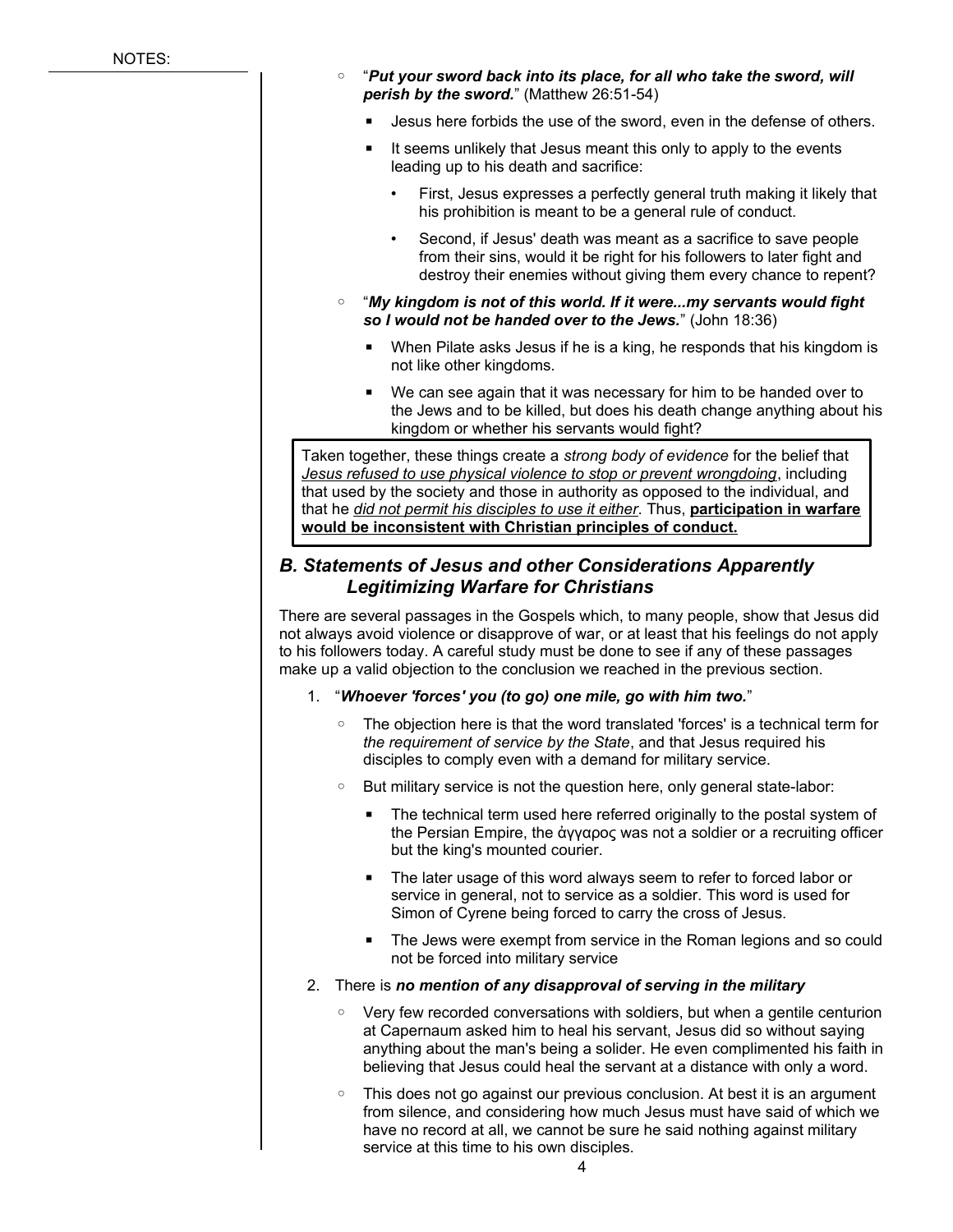NOTES:

- "***Put your sword back into its place, for all who take the sword, will perish by the sword.***" (Matthew 26:51-54)
  - Jesus here forbids the use of the sword, even in the defense of others.
  - It seems unlikely that Jesus meant this only to apply to the events leading up to his death and sacrifice:
    - First, Jesus expresses a perfectly general truth making it likely that his prohibition is meant to be a general rule of conduct.
    - Second, if Jesus' death was meant as a sacrifice to save people from their sins, would it be right for his followers to later fight and destroy their enemies without giving them every chance to repent?
- "***My kingdom is not of this world. If it were...my servants would fight so I would not be handed over to the Jews.***" (John 18:36)
  - When Pilate asks Jesus if he is a king, he responds that his kingdom is not like other kingdoms.
  - We can see again that it was necessary for him to be handed over to the Jews and to be killed, but does his death change anything about his kingdom or whether his servants would fight?

Taken together, these things create a *strong body of evidence* for the belief that <u>*Jesus refused to use physical violence to stop or prevent wrongdoing*</u>, including that used by the society and those in authority as opposed to the individual, and that he <u>*did not permit his disciples to use it either*</u>. Thus, <u>**participation in warfare would be inconsistent with Christian principles of conduct.**</u>

## *B. Statements of Jesus and other Considerations Apparently Legitimizing Warfare for Christians*

There are several passages in the Gospels which, to many people, show that Jesus did not always avoid violence or disapprove of war, or at least that his feelings do not apply to his followers today. A careful study must be done to see if any of these passages make up a valid objection to the conclusion we reached in the previous section.

1. "***Whoever 'forces' you (to go) one mile, go with him two.***"
   - The objection here is that the word translated 'forces' is a technical term for *the requirement of service by the State*, and that Jesus required his disciples to comply even with a demand for military service.
   - But military service is not the question here, only general state-labor:
     - The technical term used here referred originally to the postal system of the Persian Empire, the ἄγγαρος was not a soldier or a recruiting officer but the king's mounted courier.
     - The later usage of this word always seem to refer to forced labor or service in general, not to service as a soldier. This word is used for Simon of Cyrene being forced to carry the cross of Jesus.
     - The Jews were exempt from service in the Roman legions and so could not be forced into military service
2. There is ***no mention of any disapproval of serving in the military***
   - Very few recorded conversations with soldiers, but when a gentile centurion at Capernaum asked him to heal his servant, Jesus did so without saying anything about the man's being a solider. He even complimented his faith in believing that Jesus could heal the servant at a distance with only a word.
   - This does not go against our previous conclusion. At best it is an argument from silence, and considering how much Jesus must have said of which we have no record at all, we cannot be sure he said nothing against military service at this time to his own disciples.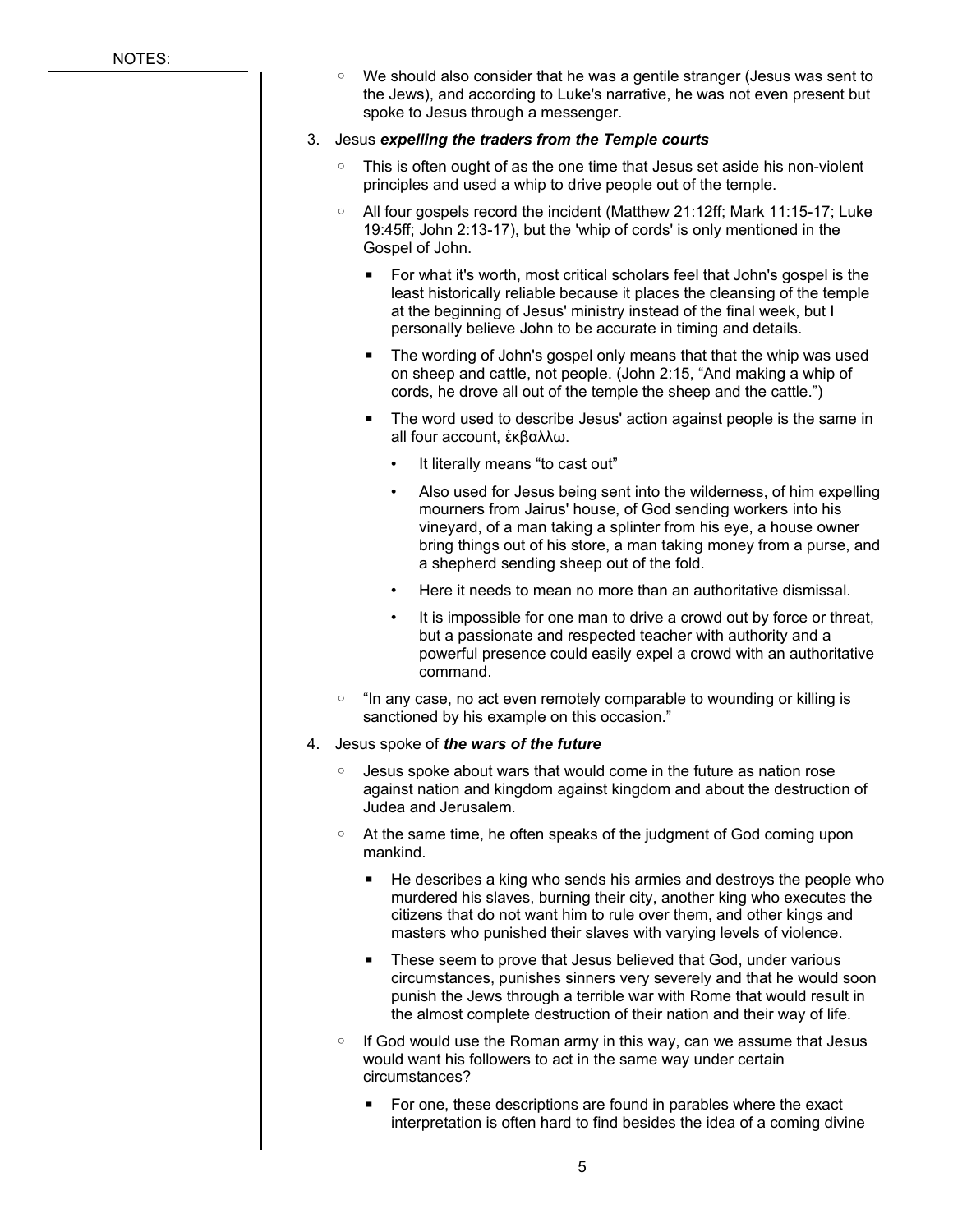- We should also consider that he was a gentile stranger (Jesus was sent to the Jews), and according to Luke's narrative, he was not even present but spoke to Jesus through a messenger.

3. Jesus ***expelling the traders from the Temple courts***
   - This is often ought of as the one time that Jesus set aside his non-violent principles and used a whip to drive people out of the temple.
   - All four gospels record the incident (Matthew 21:12ff; Mark 11:15-17; Luke 19:45ff; John 2:13-17), but the 'whip of cords' is only mentioned in the Gospel of John.
     - For what it's worth, most critical scholars feel that John's gospel is the least historically reliable because it places the cleansing of the temple at the beginning of Jesus' ministry instead of the final week, but I personally believe John to be accurate in timing and details.
     - The wording of John's gospel only means that that the whip was used on sheep and cattle, not people. (John 2:15, "And making a whip of cords, he drove all out of the temple the sheep and the cattle.")
     - The word used to describe Jesus' action against people is the same in all four account, ἐκβαλλω.
       - It literally means "to cast out"
       - Also used for Jesus being sent into the wilderness, of him expelling mourners from Jairus' house, of God sending workers into his vineyard, of a man taking a splinter from his eye, a house owner bring things out of his store, a man taking money from a purse, and a shepherd sending sheep out of the fold.
       - Here it needs to mean no more than an authoritative dismissal.
       - It is impossible for one man to drive a crowd out by force or threat, but a passionate and respected teacher with authority and a powerful presence could easily expel a crowd with an authoritative command.
   - "In any case, no act even remotely comparable to wounding or killing is sanctioned by his example on this occasion."

4. Jesus spoke of ***the wars of the future***
   - Jesus spoke about wars that would come in the future as nation rose against nation and kingdom against kingdom and about the destruction of Judea and Jerusalem.
   - At the same time, he often speaks of the judgment of God coming upon mankind.
     - He describes a king who sends his armies and destroys the people who murdered his slaves, burning their city, another king who executes the citizens that do not want him to rule over them, and other kings and masters who punished their slaves with varying levels of violence.
     - These seem to prove that Jesus believed that God, under various circumstances, punishes sinners very severely and that he would soon punish the Jews through a terrible war with Rome that would result in the almost complete destruction of their nation and their way of life.
   - If God would use the Roman army in this way, can we assume that Jesus would want his followers to act in the same way under certain circumstances?
     - For one, these descriptions are found in parables where the exact interpretation is often hard to find besides the idea of a coming divine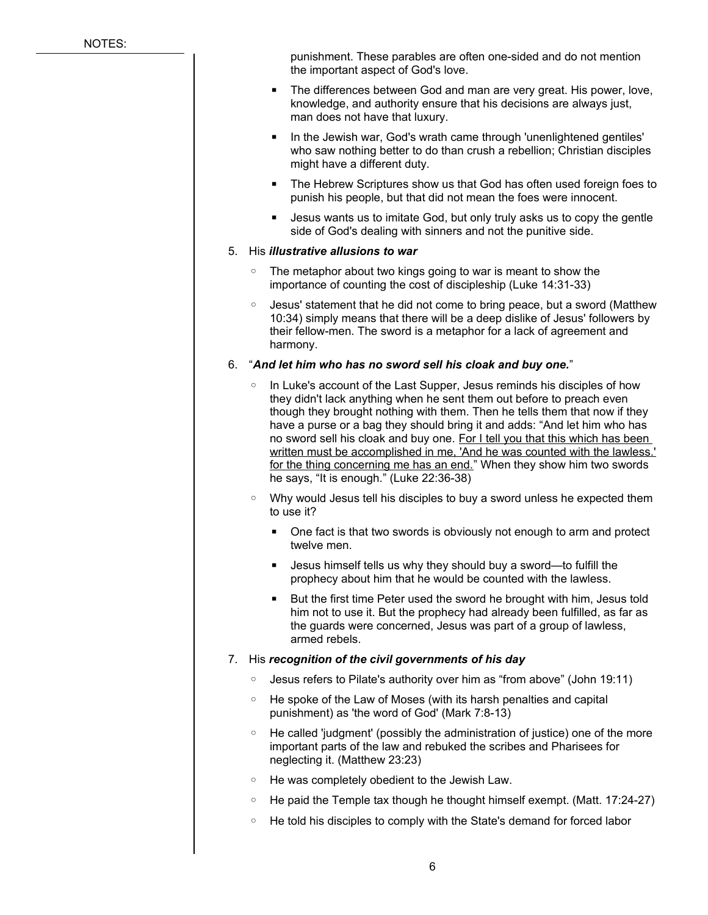NOTES:

punishment. These parables are often one-sided and do not mention the important aspect of God's love.

- The differences between God and man are very great. His power, love, knowledge, and authority ensure that his decisions are always just, man does not have that luxury.
- In the Jewish war, God's wrath came through 'unenlightened gentiles' who saw nothing better to do than crush a rebellion; Christian disciples might have a different duty.
- The Hebrew Scriptures show us that God has often used foreign foes to punish his people, but that did not mean the foes were innocent.
- Jesus wants us to imitate God, but only truly asks us to copy the gentle side of God's dealing with sinners and not the punitive side.

5. His ***illustrative allusions to war***
   - The metaphor about two kings going to war is meant to show the importance of counting the cost of discipleship (Luke 14:31-33)
   - Jesus' statement that he did not come to bring peace, but a sword (Matthew 10:34) simply means that there will be a deep dislike of Jesus' followers by their fellow-men. The sword is a metaphor for a lack of agreement and harmony.

6. "***And let him who has no sword sell his cloak and buy one.***"
   - In Luke's account of the Last Supper, Jesus reminds his disciples of how they didn't lack anything when he sent them out before to preach even though they brought nothing with them. Then he tells them that now if they have a purse or a bag they should bring it and adds: "And let him who has no sword sell his cloak and buy one. <u>For I tell you that this which has been written must be accomplished in me, 'And he was counted with the lawless.' for the thing concerning me has an end.</u>" When they show him two swords he says, "It is enough." (Luke 22:36-38)
   - Why would Jesus tell his disciples to buy a sword unless he expected them to use it?
     - One fact is that two swords is obviously not enough to arm and protect twelve men.
     - Jesus himself tells us why they should buy a sword—to fulfill the prophecy about him that he would be counted with the lawless.
     - But the first time Peter used the sword he brought with him, Jesus told him not to use it. But the prophecy had already been fulfilled, as far as the guards were concerned, Jesus was part of a group of lawless, armed rebels.

7. His ***recognition of the civil governments of his day***
   - Jesus refers to Pilate's authority over him as "from above" (John 19:11)
   - He spoke of the Law of Moses (with its harsh penalties and capital punishment) as 'the word of God' (Mark 7:8-13)
   - He called 'judgment' (possibly the administration of justice) one of the more important parts of the law and rebuked the scribes and Pharisees for neglecting it. (Matthew 23:23)
   - He was completely obedient to the Jewish Law.
   - He paid the Temple tax though he thought himself exempt. (Matt. 17:24-27)
   - He told his disciples to comply with the State's demand for forced labor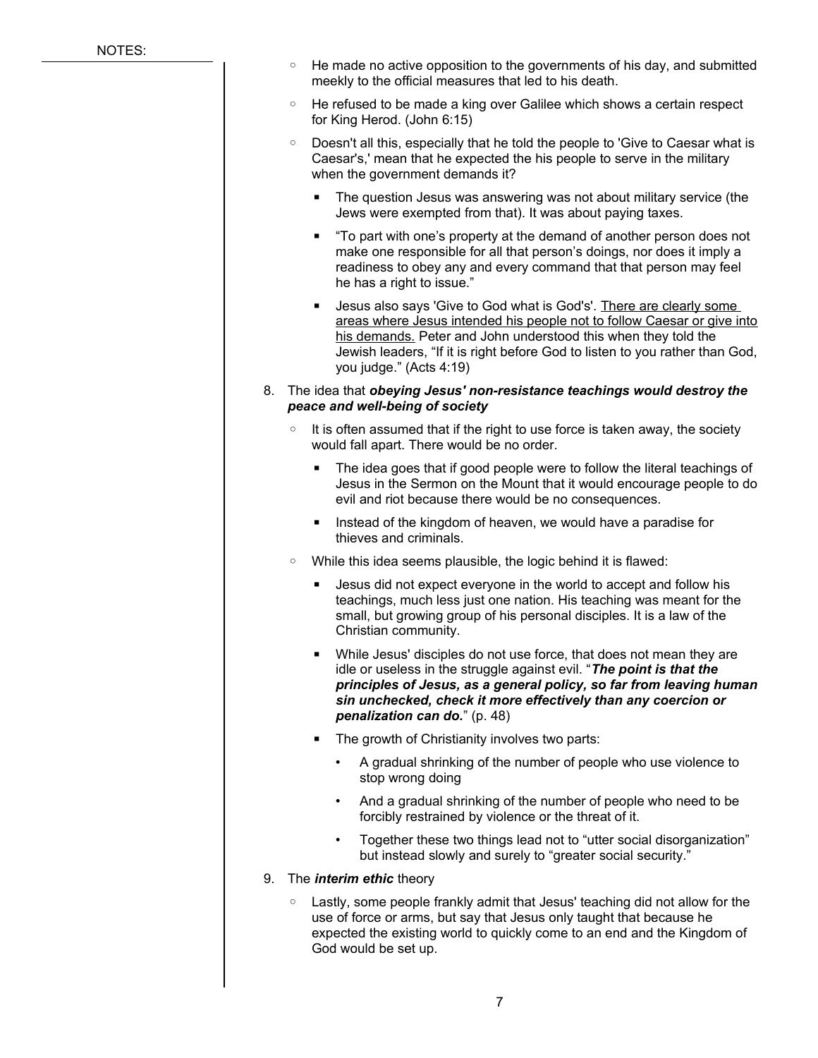NOTES:

- He made no active opposition to the governments of his day, and submitted meekly to the official measures that led to his death.
- He refused to be made a king over Galilee which shows a certain respect for King Herod. (John 6:15)
- Doesn't all this, especially that he told the people to 'Give to Caesar what is Caesar's,' mean that he expected the his people to serve in the military when the government demands it?
  - The question Jesus was answering was not about military service (the Jews were exempted from that). It was about paying taxes.
  - "To part with one's property at the demand of another person does not make one responsible for all that person's doings, nor does it imply a readiness to obey any and every command that that person may feel he has a right to issue."
  - Jesus also says 'Give to God what is God's'. <u>There are clearly some areas where Jesus intended his people not to follow Caesar or give into his demands.</u> Peter and John understood this when they told the Jewish leaders, "If it is right before God to listen to you rather than God, you judge." (Acts 4:19)

8. The idea that ***obeying Jesus' non-resistance teachings would destroy the peace and well-being of society***
   - It is often assumed that if the right to use force is taken away, the society would fall apart. There would be no order.
     - The idea goes that if good people were to follow the literal teachings of Jesus in the Sermon on the Mount that it would encourage people to do evil and riot because there would be no consequences.
     - Instead of the kingdom of heaven, we would have a paradise for thieves and criminals.
   - While this idea seems plausible, the logic behind it is flawed:
     - Jesus did not expect everyone in the world to accept and follow his teachings, much less just one nation. His teaching was meant for the small, but growing group of his personal disciples. It is a law of the Christian community.
     - While Jesus' disciples do not use force, that does not mean they are idle or useless in the struggle against evil. "***The point is that the principles of Jesus, as a general policy, so far from leaving human sin unchecked, check it more effectively than any coercion or penalization can do.***" (p. 48)
     - The growth of Christianity involves two parts:
       - A gradual shrinking of the number of people who use violence to stop wrong doing
       - And a gradual shrinking of the number of people who need to be forcibly restrained by violence or the threat of it.
       - Together these two things lead not to "utter social disorganization" but instead slowly and surely to "greater social security."

9. The ***interim ethic*** theory
   - Lastly, some people frankly admit that Jesus' teaching did not allow for the use of force or arms, but say that Jesus only taught that because he expected the existing world to quickly come to an end and the Kingdom of God would be set up.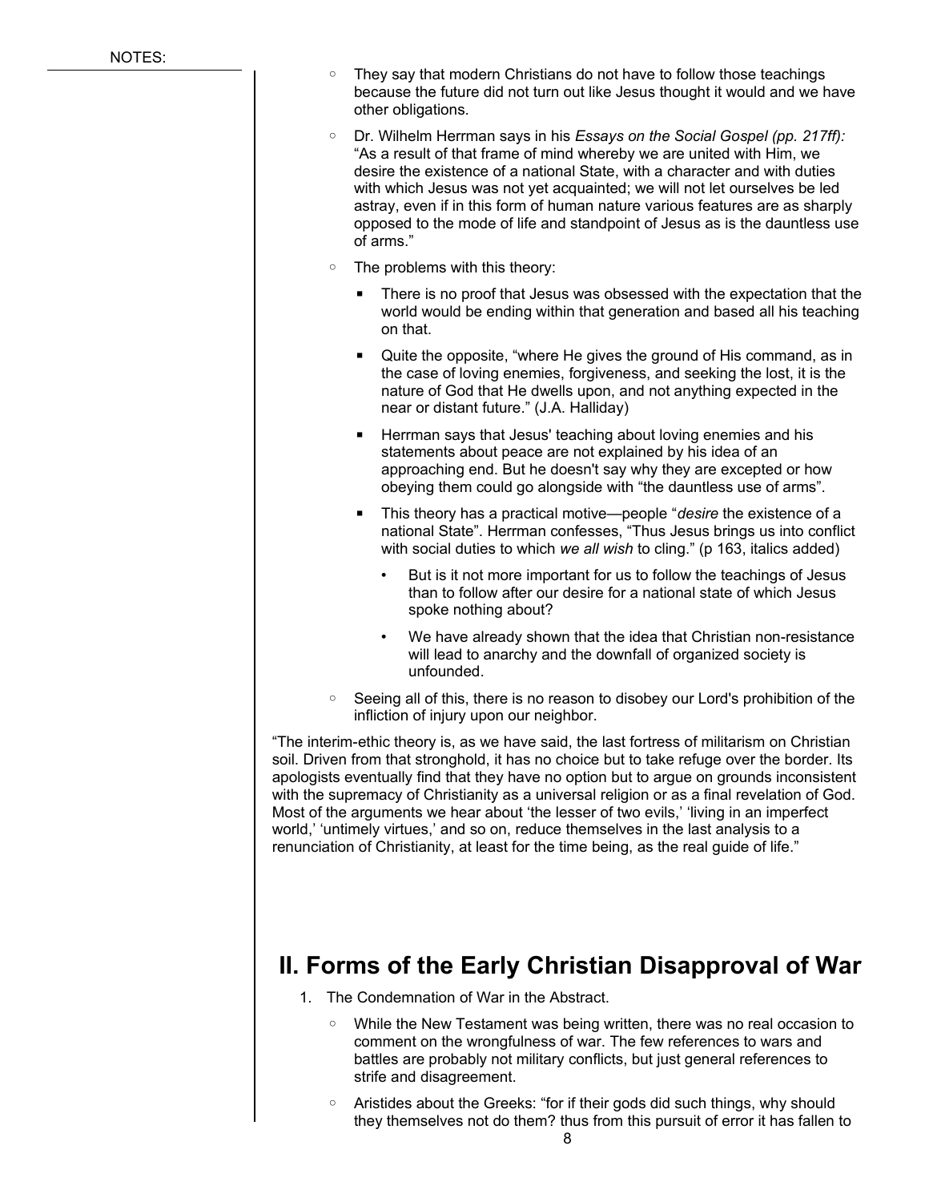- They say that modern Christians do not have to follow those teachings because the future did not turn out like Jesus thought it would and we have other obligations.
- Dr. Wilhelm Herrman says in his *Essays on the Social Gospel (pp. 217ff):* "As a result of that frame of mind whereby we are united with Him, we desire the existence of a national State, with a character and with duties with which Jesus was not yet acquainted; we will not let ourselves be led astray, even if in this form of human nature various features are as sharply opposed to the mode of life and standpoint of Jesus as is the dauntless use of arms."
- The problems with this theory:
  - There is no proof that Jesus was obsessed with the expectation that the world would be ending within that generation and based all his teaching on that.
  - Quite the opposite, "where He gives the ground of His command, as in the case of loving enemies, forgiveness, and seeking the lost, it is the nature of God that He dwells upon, and not anything expected in the near or distant future." (J.A. Halliday)
  - Herrman says that Jesus' teaching about loving enemies and his statements about peace are not explained by his idea of an approaching end. But he doesn't say why they are excepted or how obeying them could go alongside with "the dauntless use of arms".
  - This theory has a practical motive—people "*desire* the existence of a national State". Herrman confesses, "Thus Jesus brings us into conflict with social duties to which *we all wish* to cling." (p 163, italics added)
    - But is it not more important for us to follow the teachings of Jesus than to follow after our desire for a national state of which Jesus spoke nothing about?
    - We have already shown that the idea that Christian non-resistance will lead to anarchy and the downfall of organized society is unfounded.
- Seeing all of this, there is no reason to disobey our Lord's prohibition of the infliction of injury upon our neighbor.

"The interim-ethic theory is, as we have said, the last fortress of militarism on Christian soil. Driven from that stronghold, it has no choice but to take refuge over the border. Its apologists eventually find that they have no option but to argue on grounds inconsistent with the supremacy of Christianity as a universal religion or as a final revelation of God. Most of the arguments we hear about 'the lesser of two evils,' 'living in an imperfect world,' 'untimely virtues,' and so on, reduce themselves in the last analysis to a renunciation of Christianity, at least for the time being, as the real guide of life."

## II. Forms of the Early Christian Disapproval of War

1. The Condemnation of War in the Abstract.
   - While the New Testament was being written, there was no real occasion to comment on the wrongfulness of war. The few references to wars and battles are probably not military conflicts, but just general references to strife and disagreement.
   - Aristides about the Greeks: "for if their gods did such things, why should they themselves not do them? thus from this pursuit of error it has fallen to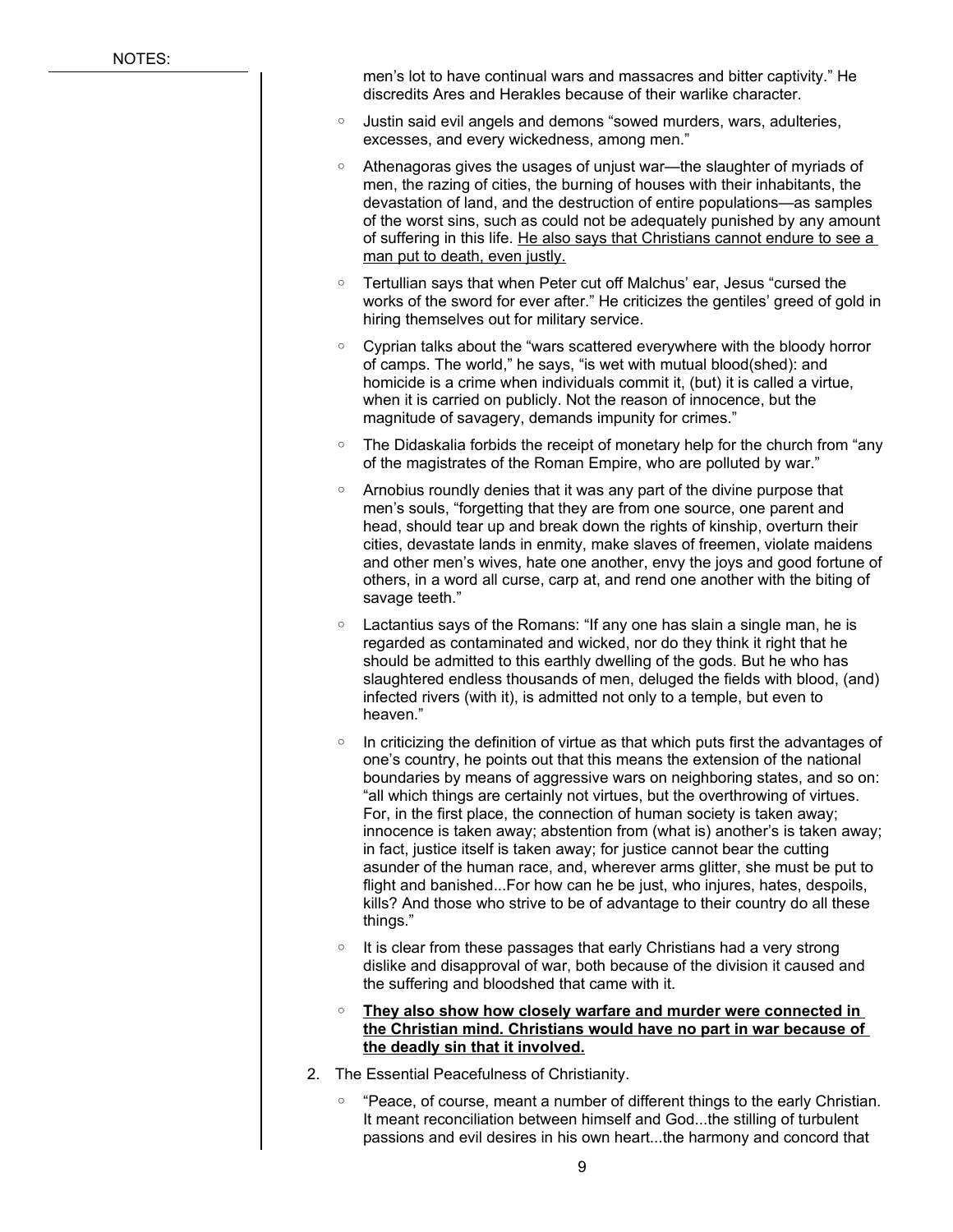NOTES:

men's lot to have continual wars and massacres and bitter captivity." He discredits Ares and Herakles because of their warlike character.

- Justin said evil angels and demons "sowed murders, wars, adulteries, excesses, and every wickedness, among men."
- Athenagoras gives the usages of unjust war—the slaughter of myriads of men, the razing of cities, the burning of houses with their inhabitants, the devastation of land, and the destruction of entire populations—as samples of the worst sins, such as could not be adequately punished by any amount of suffering in this life. <u>He also says that Christians cannot endure to see a man put to death, even justly.</u>
- Tertullian says that when Peter cut off Malchus' ear, Jesus "cursed the works of the sword for ever after." He criticizes the gentiles' greed of gold in hiring themselves out for military service.
- Cyprian talks about the "wars scattered everywhere with the bloody horror of camps. The world," he says, "is wet with mutual blood(shed): and homicide is a crime when individuals commit it, (but) it is called a virtue, when it is carried on publicly. Not the reason of innocence, but the magnitude of savagery, demands impunity for crimes."
- The Didaskalia forbids the receipt of monetary help for the church from "any of the magistrates of the Roman Empire, who are polluted by war."
- Arnobius roundly denies that it was any part of the divine purpose that men's souls, "forgetting that they are from one source, one parent and head, should tear up and break down the rights of kinship, overturn their cities, devastate lands in enmity, make slaves of freemen, violate maidens and other men's wives, hate one another, envy the joys and good fortune of others, in a word all curse, carp at, and rend one another with the biting of savage teeth."
- Lactantius says of the Romans: "If any one has slain a single man, he is regarded as contaminated and wicked, nor do they think it right that he should be admitted to this earthly dwelling of the gods. But he who has slaughtered endless thousands of men, deluged the fields with blood, (and) infected rivers (with it), is admitted not only to a temple, but even to heaven."
- In criticizing the definition of virtue as that which puts first the advantages of one's country, he points out that this means the extension of the national boundaries by means of aggressive wars on neighboring states, and so on: "all which things are certainly not virtues, but the overthrowing of virtues. For, in the first place, the connection of human society is taken away; innocence is taken away; abstention from (what is) another's is taken away; in fact, justice itself is taken away; for justice cannot bear the cutting asunder of the human race, and, wherever arms glitter, she must be put to flight and banished...For how can he be just, who injures, hates, despoils, kills? And those who strive to be of advantage to their country do all these things."
- It is clear from these passages that early Christians had a very strong dislike and disapproval of war, both because of the division it caused and the suffering and bloodshed that came with it.
- **<u>They also show how closely warfare and murder were connected in the Christian mind. Christians would have no part in war because of the deadly sin that it involved.</u>**

2. The Essential Peacefulness of Christianity.
    - "Peace, of course, meant a number of different things to the early Christian. It meant reconciliation between himself and God...the stilling of turbulent passions and evil desires in his own heart...the harmony and concord that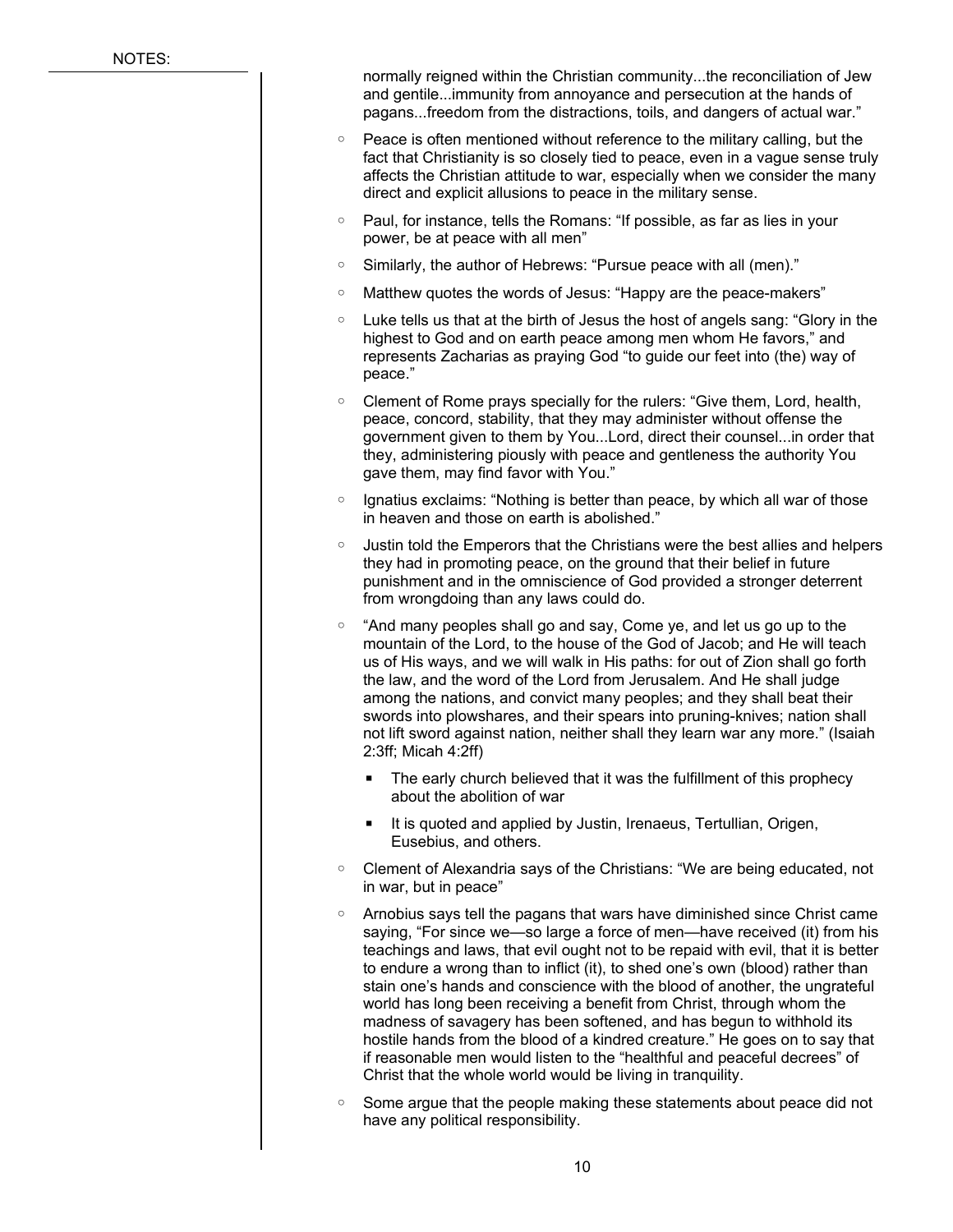normally reigned within the Christian community...the reconciliation of Jew and gentile...immunity from annoyance and persecution at the hands of pagans...freedom from the distractions, toils, and dangers of actual war."

- Peace is often mentioned without reference to the military calling, but the fact that Christianity is so closely tied to peace, even in a vague sense truly affects the Christian attitude to war, especially when we consider the many direct and explicit allusions to peace in the military sense.
- Paul, for instance, tells the Romans: "If possible, as far as lies in your power, be at peace with all men"
- Similarly, the author of Hebrews: "Pursue peace with all (men)."
- Matthew quotes the words of Jesus: "Happy are the peace-makers"
- Luke tells us that at the birth of Jesus the host of angels sang: "Glory in the highest to God and on earth peace among men whom He favors," and represents Zacharias as praying God "to guide our feet into (the) way of peace."
- Clement of Rome prays specially for the rulers: "Give them, Lord, health, peace, concord, stability, that they may administer without offense the government given to them by You...Lord, direct their counsel...in order that they, administering piously with peace and gentleness the authority You gave them, may find favor with You."
- Ignatius exclaims: "Nothing is better than peace, by which all war of those in heaven and those on earth is abolished."
- Justin told the Emperors that the Christians were the best allies and helpers they had in promoting peace, on the ground that their belief in future punishment and in the omniscience of God provided a stronger deterrent from wrongdoing than any laws could do.
- "And many peoples shall go and say, Come ye, and let us go up to the mountain of the Lord, to the house of the God of Jacob; and He will teach us of His ways, and we will walk in His paths: for out of Zion shall go forth the law, and the word of the Lord from Jerusalem. And He shall judge among the nations, and convict many peoples; and they shall beat their swords into plowshares, and their spears into pruning-knives; nation shall not lift sword against nation, neither shall they learn war any more." (Isaiah 2:3ff; Micah 4:2ff)
  - The early church believed that it was the fulfillment of this prophecy about the abolition of war
  - It is quoted and applied by Justin, Irenaeus, Tertullian, Origen, Eusebius, and others.
- Clement of Alexandria says of the Christians: "We are being educated, not in war, but in peace"
- Arnobius says tell the pagans that wars have diminished since Christ came saying, "For since we—so large a force of men—have received (it) from his teachings and laws, that evil ought not to be repaid with evil, that it is better to endure a wrong than to inflict (it), to shed one's own (blood) rather than stain one's hands and conscience with the blood of another, the ungrateful world has long been receiving a benefit from Christ, through whom the madness of savagery has been softened, and has begun to withhold its hostile hands from the blood of a kindred creature." He goes on to say that if reasonable men would listen to the "healthful and peaceful decrees" of Christ that the whole world would be living in tranquility.
- Some argue that the people making these statements about peace did not have any political responsibility.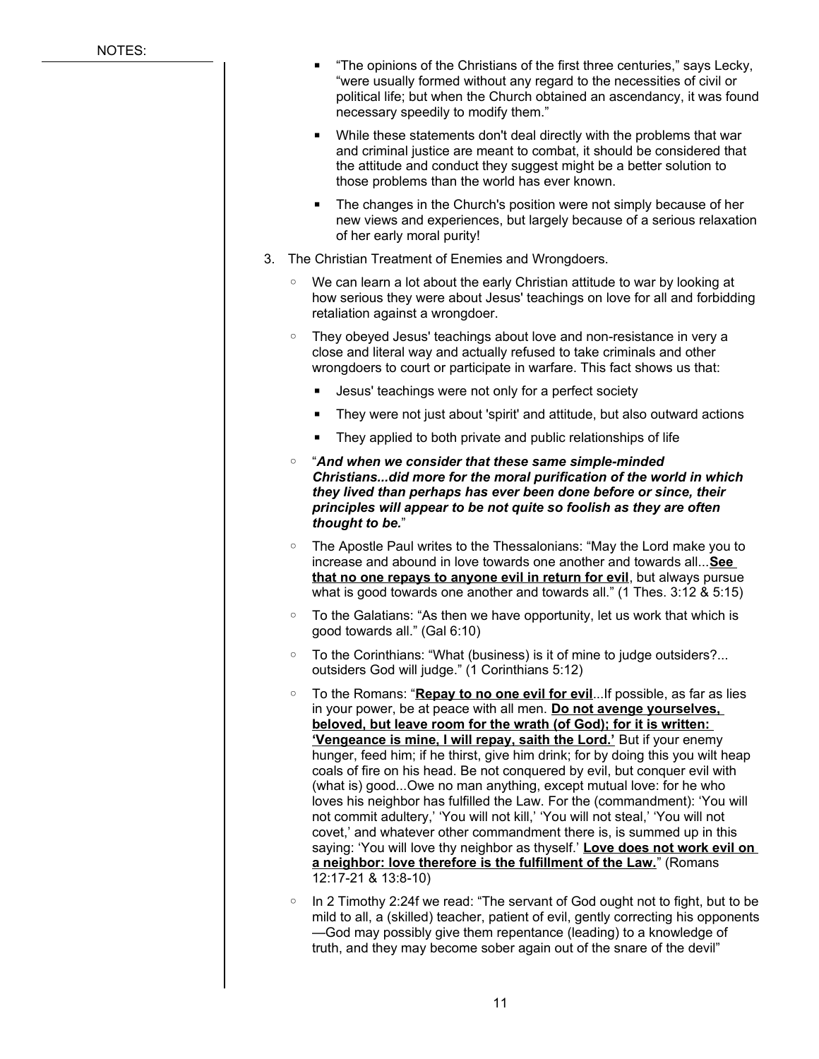- "The opinions of the Christians of the first three centuries," says Lecky, "were usually formed without any regard to the necessities of civil or political life; but when the Church obtained an ascendancy, it was found necessary speedily to modify them."
- While these statements don't deal directly with the problems that war and criminal justice are meant to combat, it should be considered that the attitude and conduct they suggest might be a better solution to those problems than the world has ever known.
- The changes in the Church's position were not simply because of her new views and experiences, but largely because of a serious relaxation of her early moral purity!

3. The Christian Treatment of Enemies and Wrongdoers.

   - We can learn a lot about the early Christian attitude to war by looking at how serious they were about Jesus' teachings on love for all and forbidding retaliation against a wrongdoer.
   - They obeyed Jesus' teachings about love and non-resistance in very a close and literal way and actually refused to take criminals and other wrongdoers to court or participate in warfare. This fact shows us that:
     - Jesus' teachings were not only for a perfect society
     - They were not just about 'spirit' and attitude, but also outward actions
     - They applied to both private and public relationships of life
   - "***And when we consider that these same simple-minded Christians...did more for the moral purification of the world in which they lived than perhaps has ever been done before or since, their principles will appear to be not quite so foolish as they are often thought to be.***"
   - The Apostle Paul writes to the Thessalonians: "May the Lord make you to increase and abound in love towards one another and towards all...**<u>See that no one repays to anyone evil in return for evil</u>**, but always pursue what is good towards one another and towards all." (1 Thes. 3:12 & 5:15)
   - To the Galatians: "As then we have opportunity, let us work that which is good towards all." (Gal 6:10)
   - To the Corinthians: "What (business) is it of mine to judge outsiders?... outsiders God will judge." (1 Corinthians 5:12)
   - To the Romans: "**<u>Repay to no one evil for evil</u>**...If possible, as far as lies in your power, be at peace with all men. **<u>Do not avenge yourselves, beloved, but leave room for the wrath (of God); for it is written: 'Vengeance is mine, I will repay, saith the Lord.'</u>** But if your enemy hunger, feed him; if he thirst, give him drink; for by doing this you wilt heap coals of fire on his head. Be not conquered by evil, but conquer evil with (what is) good...Owe no man anything, except mutual love: for he who loves his neighbor has fulfilled the Law. For the (commandment): 'You will not commit adultery,' 'You will not kill,' 'You will not steal,' 'You will not covet,' and whatever other commandment there is, is summed up in this saying: 'You will love thy neighbor as thyself.' **<u>Love does not work evil on a neighbor: love therefore is the fulfillment of the Law.</u>**" (Romans 12:17-21 & 13:8-10)
   - In 2 Timothy 2:24f we read: "The servant of God ought not to fight, but to be mild to all, a (skilled) teacher, patient of evil, gently correcting his opponents —God may possibly give them repentance (leading) to a knowledge of truth, and they may become sober again out of the snare of the devil"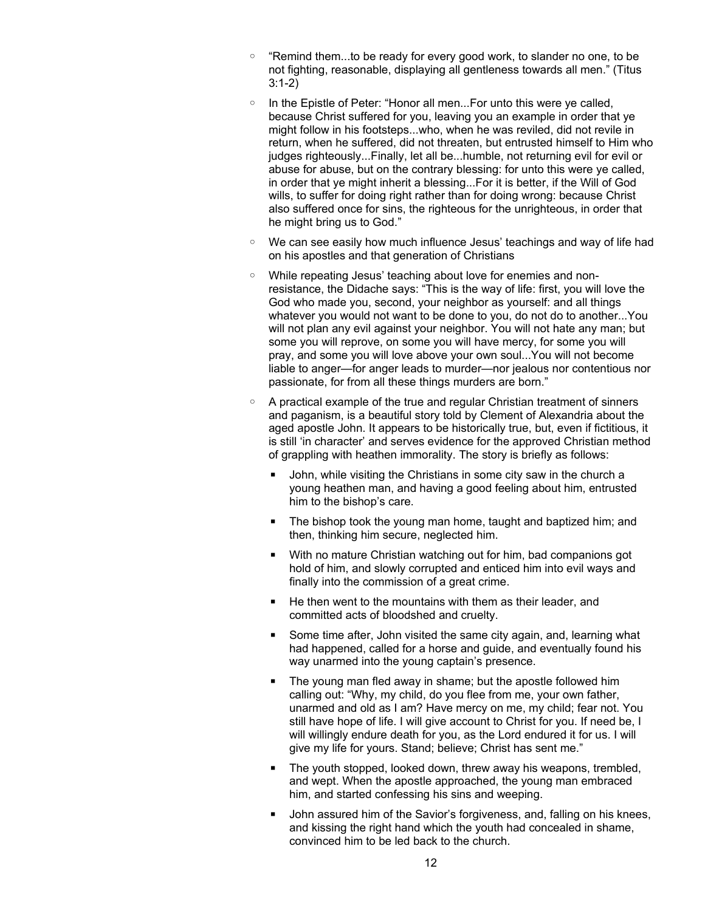- "Remind them...to be ready for every good work, to slander no one, to be not fighting, reasonable, displaying all gentleness towards all men." (Titus 3:1-2)
- In the Epistle of Peter: "Honor all men...For unto this were ye called, because Christ suffered for you, leaving you an example in order that ye might follow in his footsteps...who, when he was reviled, did not revile in return, when he suffered, did not threaten, but entrusted himself to Him who judges righteously...Finally, let all be...humble, not returning evil for evil or abuse for abuse, but on the contrary blessing: for unto this were ye called, in order that ye might inherit a blessing...For it is better, if the Will of God wills, to suffer for doing right rather than for doing wrong: because Christ also suffered once for sins, the righteous for the unrighteous, in order that he might bring us to God."
- We can see easily how much influence Jesus' teachings and way of life had on his apostles and that generation of Christians
- While repeating Jesus' teaching about love for enemies and non-resistance, the Didache says: "This is the way of life: first, you will love the God who made you, second, your neighbor as yourself: and all things whatever you would not want to be done to you, do not do to another...You will not plan any evil against your neighbor. You will not hate any man; but some you will reprove, on some you will have mercy, for some you will pray, and some you will love above your own soul...You will not become liable to anger—for anger leads to murder—nor jealous nor contentious nor passionate, for from all these things murders are born."
- A practical example of the true and regular Christian treatment of sinners and paganism, is a beautiful story told by Clement of Alexandria about the aged apostle John. It appears to be historically true, but, even if fictitious, it is still 'in character' and serves evidence for the approved Christian method of grappling with heathen immorality. The story is briefly as follows:
  - John, while visiting the Christians in some city saw in the church a young heathen man, and having a good feeling about him, entrusted him to the bishop's care.
  - The bishop took the young man home, taught and baptized him; and then, thinking him secure, neglected him.
  - With no mature Christian watching out for him, bad companions got hold of him, and slowly corrupted and enticed him into evil ways and finally into the commission of a great crime.
  - He then went to the mountains with them as their leader, and committed acts of bloodshed and cruelty.
  - Some time after, John visited the same city again, and, learning what had happened, called for a horse and guide, and eventually found his way unarmed into the young captain's presence.
  - The young man fled away in shame; but the apostle followed him calling out: "Why, my child, do you flee from me, your own father, unarmed and old as I am? Have mercy on me, my child; fear not. You still have hope of life. I will give account to Christ for you. If need be, I will willingly endure death for you, as the Lord endured it for us. I will give my life for yours. Stand; believe; Christ has sent me."
  - The youth stopped, looked down, threw away his weapons, trembled, and wept. When the apostle approached, the young man embraced him, and started confessing his sins and weeping.
  - John assured him of the Savior's forgiveness, and, falling on his knees, and kissing the right hand which the youth had concealed in shame, convinced him to be led back to the church.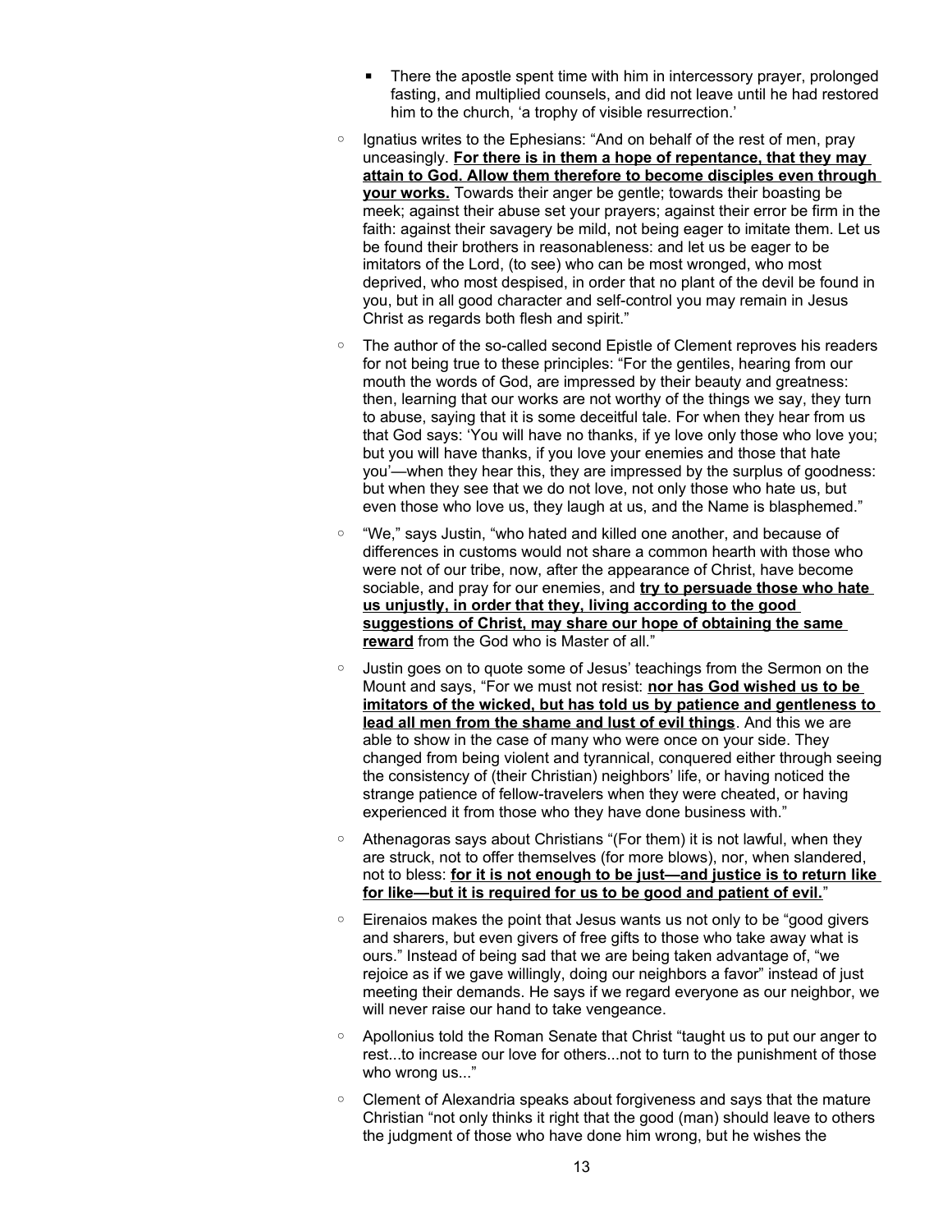- There the apostle spent time with him in intercessory prayer, prolonged fasting, and multiplied counsels, and did not leave until he had restored him to the church, 'a trophy of visible resurrection.'

- Ignatius writes to the Ephesians: "And on behalf of the rest of men, pray unceasingly. **For there is in them a hope of repentance, that they may attain to God. Allow them therefore to become disciples even through your works.** Towards their anger be gentle; towards their boasting be meek; against their abuse set your prayers; against their error be firm in the faith: against their savagery be mild, not being eager to imitate them. Let us be found their brothers in reasonableness: and let us be eager to be imitators of the Lord, (to see) who can be most wronged, who most deprived, who most despised, in order that no plant of the devil be found in you, but in all good character and self-control you may remain in Jesus Christ as regards both flesh and spirit."
- The author of the so-called second Epistle of Clement reproves his readers for not being true to these principles: "For the gentiles, hearing from our mouth the words of God, are impressed by their beauty and greatness: then, learning that our works are not worthy of the things we say, they turn to abuse, saying that it is some deceitful tale. For when they hear from us that God says: 'You will have no thanks, if ye love only those who love you; but you will have thanks, if you love your enemies and those that hate you'—when they hear this, they are impressed by the surplus of goodness: but when they see that we do not love, not only those who hate us, but even those who love us, they laugh at us, and the Name is blasphemed."
- "We," says Justin, "who hated and killed one another, and because of differences in customs would not share a common hearth with those who were not of our tribe, now, after the appearance of Christ, have become sociable, and pray for our enemies, and **try to persuade those who hate us unjustly, in order that they, living according to the good suggestions of Christ, may share our hope of obtaining the same reward** from the God who is Master of all."
- Justin goes on to quote some of Jesus' teachings from the Sermon on the Mount and says, "For we must not resist: **nor has God wished us to be imitators of the wicked, but has told us by patience and gentleness to lead all men from the shame and lust of evil things**. And this we are able to show in the case of many who were once on your side. They changed from being violent and tyrannical, conquered either through seeing the consistency of (their Christian) neighbors' life, or having noticed the strange patience of fellow-travelers when they were cheated, or having experienced it from those who they have done business with."
- Athenagoras says about Christians "(For them) it is not lawful, when they are struck, not to offer themselves (for more blows), nor, when slandered, not to bless: **for it is not enough to be just—and justice is to return like for like—but it is required for us to be good and patient of evil.**"
- Eirenaios makes the point that Jesus wants us not only to be "good givers and sharers, but even givers of free gifts to those who take away what is ours." Instead of being sad that we are being taken advantage of, "we rejoice as if we gave willingly, doing our neighbors a favor" instead of just meeting their demands. He says if we regard everyone as our neighbor, we will never raise our hand to take vengeance.
- Apollonius told the Roman Senate that Christ "taught us to put our anger to rest...to increase our love for others...not to turn to the punishment of those who wrong us..."
- Clement of Alexandria speaks about forgiveness and says that the mature Christian "not only thinks it right that the good (man) should leave to others the judgment of those who have done him wrong, but he wishes the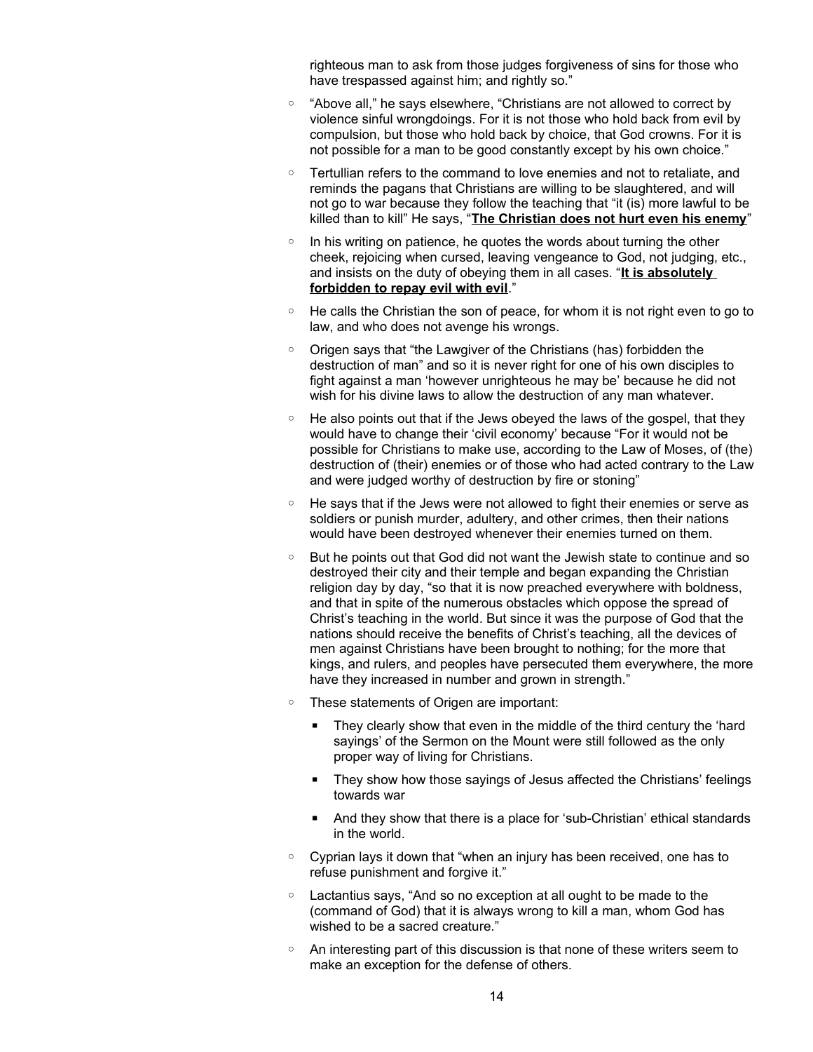righteous man to ask from those judges forgiveness of sins for those who have trespassed against him; and rightly so."

- "Above all," he says elsewhere, "Christians are not allowed to correct by violence sinful wrongdoings. For it is not those who hold back from evil by compulsion, but those who hold back by choice, that God crowns. For it is not possible for a man to be good constantly except by his own choice."
- Tertullian refers to the command to love enemies and not to retaliate, and reminds the pagans that Christians are willing to be slaughtered, and will not go to war because they follow the teaching that "it (is) more lawful to be killed than to kill" He says, "**<u>The Christian does not hurt even his enemy</u>**"
- In his writing on patience, he quotes the words about turning the other cheek, rejoicing when cursed, leaving vengeance to God, not judging, etc., and insists on the duty of obeying them in all cases. "**<u>It is absolutely forbidden to repay evil with evil</u>**."
- He calls the Christian the son of peace, for whom it is not right even to go to law, and who does not avenge his wrongs.
- Origen says that "the Lawgiver of the Christians (has) forbidden the destruction of man" and so it is never right for one of his own disciples to fight against a man 'however unrighteous he may be' because he did not wish for his divine laws to allow the destruction of any man whatever.
- He also points out that if the Jews obeyed the laws of the gospel, that they would have to change their 'civil economy' because "For it would not be possible for Christians to make use, according to the Law of Moses, of (the) destruction of (their) enemies or of those who had acted contrary to the Law and were judged worthy of destruction by fire or stoning"
- He says that if the Jews were not allowed to fight their enemies or serve as soldiers or punish murder, adultery, and other crimes, then their nations would have been destroyed whenever their enemies turned on them.
- But he points out that God did not want the Jewish state to continue and so destroyed their city and their temple and began expanding the Christian religion day by day, "so that it is now preached everywhere with boldness, and that in spite of the numerous obstacles which oppose the spread of Christ's teaching in the world. But since it was the purpose of God that the nations should receive the benefits of Christ's teaching, all the devices of men against Christians have been brought to nothing; for the more that kings, and rulers, and peoples have persecuted them everywhere, the more have they increased in number and grown in strength."
- These statements of Origen are important:
  - They clearly show that even in the middle of the third century the 'hard sayings' of the Sermon on the Mount were still followed as the only proper way of living for Christians.
  - They show how those sayings of Jesus affected the Christians' feelings towards war
  - And they show that there is a place for 'sub-Christian' ethical standards in the world.
- Cyprian lays it down that "when an injury has been received, one has to refuse punishment and forgive it."
- Lactantius says, "And so no exception at all ought to be made to the (command of God) that it is always wrong to kill a man, whom God has wished to be a sacred creature."
- An interesting part of this discussion is that none of these writers seem to make an exception for the defense of others.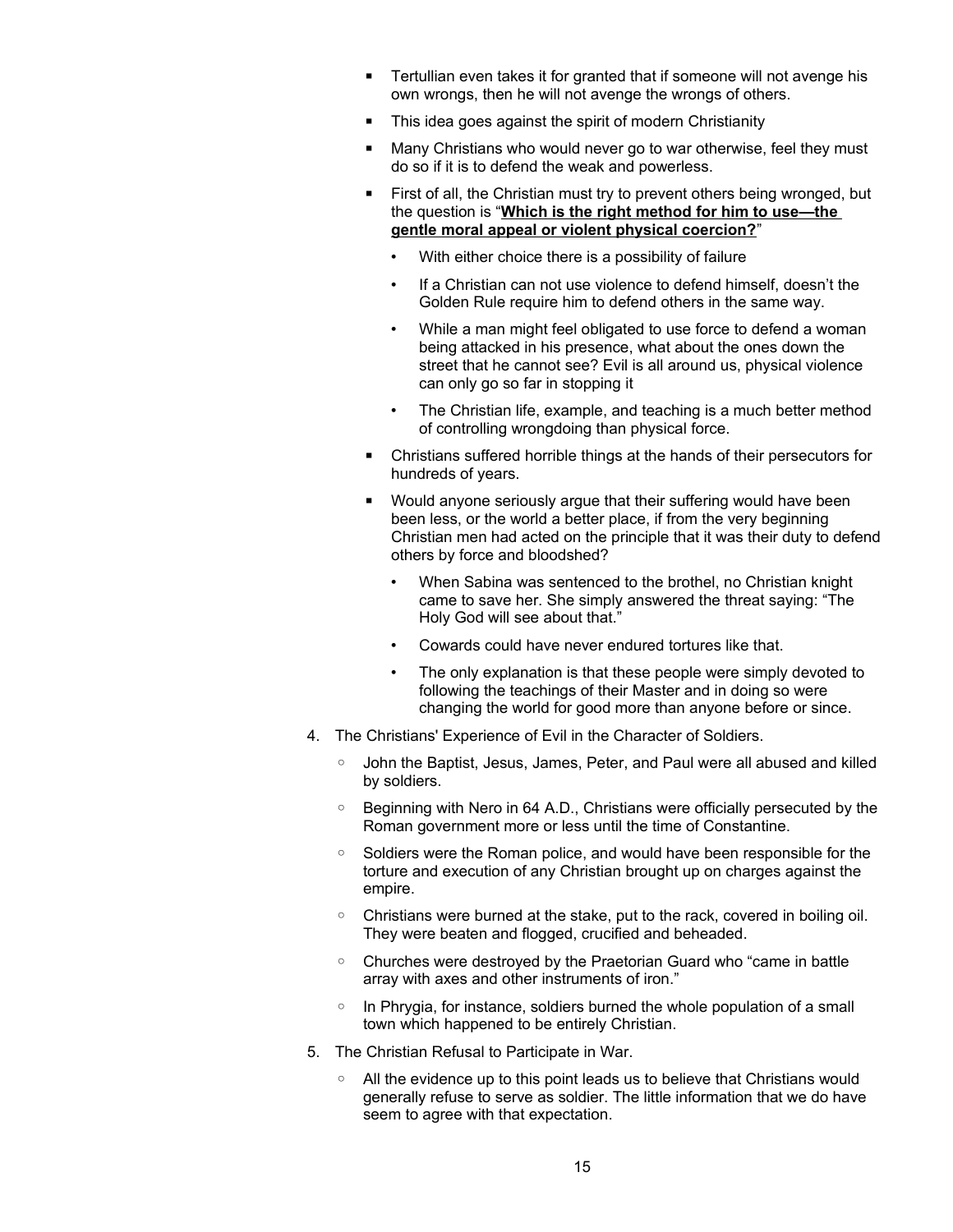- Tertullian even takes it for granted that if someone will not avenge his own wrongs, then he will not avenge the wrongs of others.
- This idea goes against the spirit of modern Christianity
- Many Christians who would never go to war otherwise, feel they must do so if it is to defend the weak and powerless.
- First of all, the Christian must try to prevent others being wronged, but the question is "**<u>Which is the right method for him to use—the gentle moral appeal or violent physical coercion?</u>**"
  - With either choice there is a possibility of failure
  - If a Christian can not use violence to defend himself, doesn't the Golden Rule require him to defend others in the same way.
  - While a man might feel obligated to use force to defend a woman being attacked in his presence, what about the ones down the street that he cannot see? Evil is all around us, physical violence can only go so far in stopping it
  - The Christian life, example, and teaching is a much better method of controlling wrongdoing than physical force.
- Christians suffered horrible things at the hands of their persecutors for hundreds of years.
- Would anyone seriously argue that their suffering would have been been less, or the world a better place, if from the very beginning Christian men had acted on the principle that it was their duty to defend others by force and bloodshed?
  - When Sabina was sentenced to the brothel, no Christian knight came to save her. She simply answered the threat saying: "The Holy God will see about that."
  - Cowards could have never endured tortures like that.
  - The only explanation is that these people were simply devoted to following the teachings of their Master and in doing so were changing the world for good more than anyone before or since.

4. The Christians' Experience of Evil in the Character of Soldiers.
   - John the Baptist, Jesus, James, Peter, and Paul were all abused and killed by soldiers.
   - Beginning with Nero in 64 A.D., Christians were officially persecuted by the Roman government more or less until the time of Constantine.
   - Soldiers were the Roman police, and would have been responsible for the torture and execution of any Christian brought up on charges against the empire.
   - Christians were burned at the stake, put to the rack, covered in boiling oil. They were beaten and flogged, crucified and beheaded.
   - Churches were destroyed by the Praetorian Guard who "came in battle array with axes and other instruments of iron."
   - In Phrygia, for instance, soldiers burned the whole population of a small town which happened to be entirely Christian.
5. The Christian Refusal to Participate in War.
   - All the evidence up to this point leads us to believe that Christians would generally refuse to serve as soldier. The little information that we do have seem to agree with that expectation.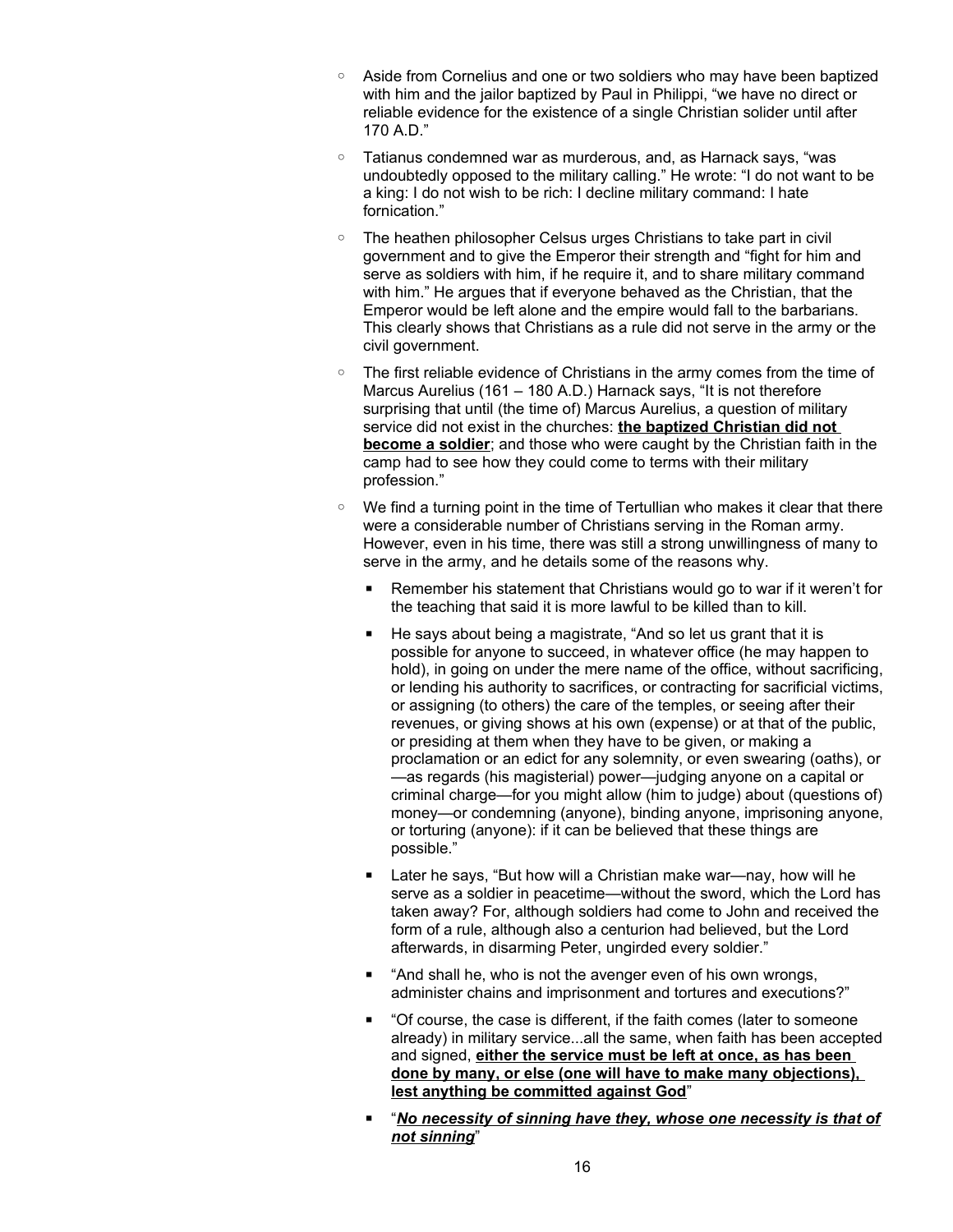- Aside from Cornelius and one or two soldiers who may have been baptized with him and the jailor baptized by Paul in Philippi, "we have no direct or reliable evidence for the existence of a single Christian solider until after 170 A.D."
- Tatianus condemned war as murderous, and, as Harnack says, "was undoubtedly opposed to the military calling." He wrote: "I do not want to be a king: I do not wish to be rich: I decline military command: I hate fornication."
- The heathen philosopher Celsus urges Christians to take part in civil government and to give the Emperor their strength and "fight for him and serve as soldiers with him, if he require it, and to share military command with him." He argues that if everyone behaved as the Christian, that the Emperor would be left alone and the empire would fall to the barbarians. This clearly shows that Christians as a rule did not serve in the army or the civil government.
- The first reliable evidence of Christians in the army comes from the time of Marcus Aurelius (161 – 180 A.D.) Harnack says, "It is not therefore surprising that until (the time of) Marcus Aurelius, a question of military service did not exist in the churches: **<u>the baptized Christian did not become a soldier</u>**; and those who were caught by the Christian faith in the camp had to see how they could come to terms with their military profession."
- We find a turning point in the time of Tertullian who makes it clear that there were a considerable number of Christians serving in the Roman army. However, even in his time, there was still a strong unwillingness of many to serve in the army, and he details some of the reasons why.
  - Remember his statement that Christians would go to war if it weren't for the teaching that said it is more lawful to be killed than to kill.
  - He says about being a magistrate, "And so let us grant that it is possible for anyone to succeed, in whatever office (he may happen to hold), in going on under the mere name of the office, without sacrificing, or lending his authority to sacrifices, or contracting for sacrificial victims, or assigning (to others) the care of the temples, or seeing after their revenues, or giving shows at his own (expense) or at that of the public, or presiding at them when they have to be given, or making a proclamation or an edict for any solemnity, or even swearing (oaths), or —as regards (his magisterial) power—judging anyone on a capital or criminal charge—for you might allow (him to judge) about (questions of) money—or condemning (anyone), binding anyone, imprisoning anyone, or torturing (anyone): if it can be believed that these things are possible."
  - Later he says, "But how will a Christian make war—nay, how will he serve as a soldier in peacetime—without the sword, which the Lord has taken away? For, although soldiers had come to John and received the form of a rule, although also a centurion had believed, but the Lord afterwards, in disarming Peter, ungirded every soldier."
  - "And shall he, who is not the avenger even of his own wrongs, administer chains and imprisonment and tortures and executions?"
  - "Of course, the case is different, if the faith comes (later to someone already) in military service...all the same, when faith has been accepted and signed, **<u>either the service must be left at once, as has been done by many, or else (one will have to make many objections), lest anything be committed against God</u>**"
  - "***<u>No necessity of sinning have they, whose one necessity is that of not sinning</u>***"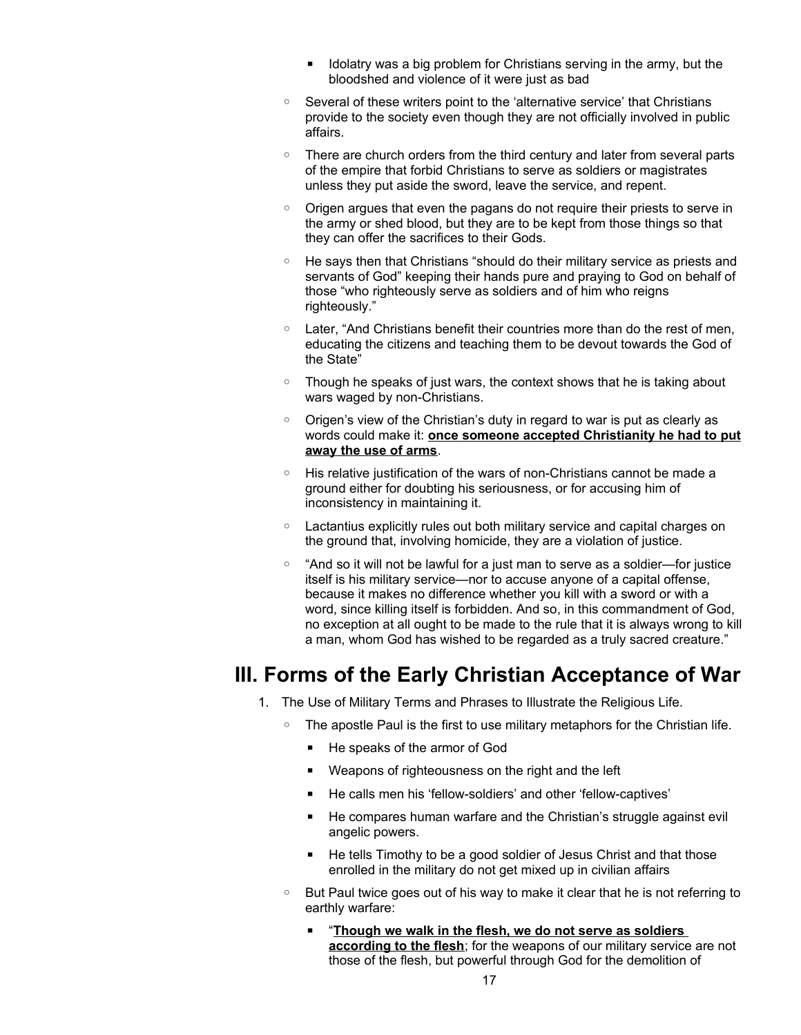- Idolatry was a big problem for Christians serving in the army, but the bloodshed and violence of it were just as bad
    - Several of these writers point to the 'alternative service' that Christians provide to the society even though they are not officially involved in public affairs.
    - There are church orders from the third century and later from several parts of the empire that forbid Christians to serve as soldiers or magistrates unless they put aside the sword, leave the service, and repent.
    - Origen argues that even the pagans do not require their priests to serve in the army or shed blood, but they are to be kept from those things so that they can offer the sacrifices to their Gods.
    - He says then that Christians "should do their military service as priests and servants of God" keeping their hands pure and praying to God on behalf of those "who righteously serve as soldiers and of him who reigns righteously."
    - Later, "And Christians benefit their countries more than do the rest of men, educating the citizens and teaching them to be devout towards the God of the State"
    - Though he speaks of just wars, the context shows that he is taking about wars waged by non-Christians.
    - Origen's view of the Christian's duty in regard to war is put as clearly as words could make it: **once someone accepted Christianity he had to put away the use of arms**.
    - His relative justification of the wars of non-Christians cannot be made a ground either for doubting his seriousness, or for accusing him of inconsistency in maintaining it.
    - Lactantius explicitly rules out both military service and capital charges on the ground that, involving homicide, they are a violation of justice.
    - "And so it will not be lawful for a just man to serve as a soldier—for justice itself is his military service—nor to accuse anyone of a capital offense, because it makes no difference whether you kill with a sword or with a word, since killing itself is forbidden. And so, in this commandment of God, no exception at all ought to be made to the rule that it is always wrong to kill a man, whom God has wished to be regarded as a truly sacred creature."

## III. Forms of the Early Christian Acceptance of War

1. The Use of Military Terms and Phrases to Illustrate the Religious Life.
    - The apostle Paul is the first to use military metaphors for the Christian life.
        - He speaks of the armor of God
        - Weapons of righteousness on the right and the left
        - He calls men his 'fellow-soldiers' and other 'fellow-captives'
        - He compares human warfare and the Christian's struggle against evil angelic powers.
        - He tells Timothy to be a good soldier of Jesus Christ and that those enrolled in the military do not get mixed up in civilian affairs
    - But Paul twice goes out of his way to make it clear that he is not referring to earthly warfare:
        - "**Though we walk in the flesh, we do not serve as soldiers according to the flesh**; for the weapons of our military service are not those of the flesh, but powerful through God for the demolition of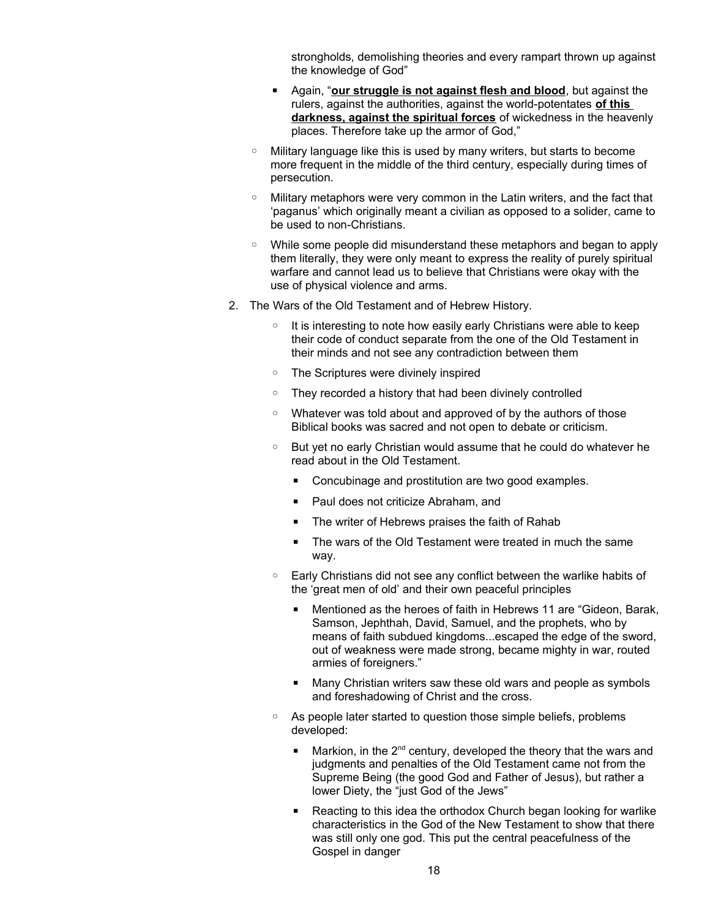strongholds, demolishing theories and every rampart thrown up against the knowledge of God"

- Again, "**our struggle is not against flesh and blood**, but against the rulers, against the authorities, against the world-potentates **of this darkness, against the spiritual forces** of wickedness in the heavenly places. Therefore take up the armor of God,"

- Military language like this is used by many writers, but starts to become more frequent in the middle of the third century, especially during times of persecution.
- Military metaphors were very common in the Latin writers, and the fact that 'paganus' which originally meant a civilian as opposed to a solider, came to be used to non-Christians.
- While some people did misunderstand these metaphors and began to apply them literally, they were only meant to express the reality of purely spiritual warfare and cannot lead us to believe that Christians were okay with the use of physical violence and arms.

2. The Wars of the Old Testament and of Hebrew History.
   - It is interesting to note how easily early Christians were able to keep their code of conduct separate from the one of the Old Testament in their minds and not see any contradiction between them
   - The Scriptures were divinely inspired
   - They recorded a history that had been divinely controlled
   - Whatever was told about and approved of by the authors of those Biblical books was sacred and not open to debate or criticism.
   - But yet no early Christian would assume that he could do whatever he read about in the Old Testament.
     - Concubinage and prostitution are two good examples.
     - Paul does not criticize Abraham, and
     - The writer of Hebrews praises the faith of Rahab
     - The wars of the Old Testament were treated in much the same way.
   - Early Christians did not see any conflict between the warlike habits of the 'great men of old' and their own peaceful principles
     - Mentioned as the heroes of faith in Hebrews 11 are "Gideon, Barak, Samson, Jephthah, David, Samuel, and the prophets, who by means of faith subdued kingdoms...escaped the edge of the sword, out of weakness were made strong, became mighty in war, routed armies of foreigners."
     - Many Christian writers saw these old wars and people as symbols and foreshadowing of Christ and the cross.
   - As people later started to question those simple beliefs, problems developed:
     - Markion, in the 2nd century, developed the theory that the wars and judgments and penalties of the Old Testament came not from the Supreme Being (the good God and Father of Jesus), but rather a lower Diety, the "just God of the Jews"
     - Reacting to this idea the orthodox Church began looking for warlike characteristics in the God of the New Testament to show that there was still only one god. This put the central peacefulness of the Gospel in danger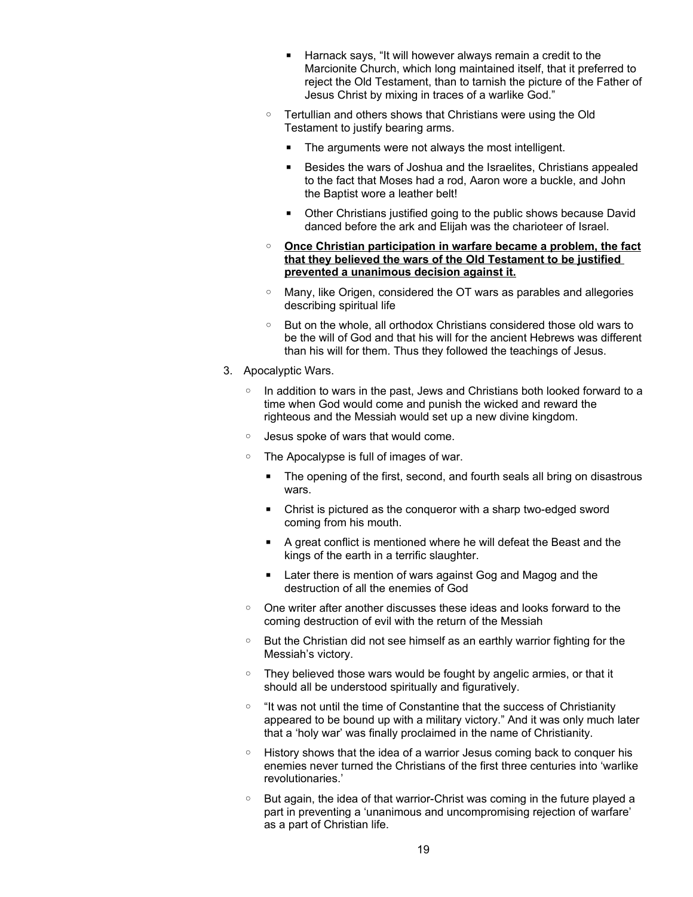- Harnack says, “It will however always remain a credit to the Marcionite Church, which long maintained itself, that it preferred to reject the Old Testament, than to tarnish the picture of the Father of Jesus Christ by mixing in traces of a warlike God.”
    - Tertullian and others shows that Christians were using the Old Testament to justify bearing arms.
        - The arguments were not always the most intelligent.
        - Besides the wars of Joshua and the Israelites, Christians appealed to the fact that Moses had a rod, Aaron wore a buckle, and John the Baptist wore a leather belt!
        - Other Christians justified going to the public shows because David danced before the ark and Elijah was the charioteer of Israel.
    - <u>**Once Christian participation in warfare became a problem, the fact that they believed the wars of the Old Testament to be justified prevented a unanimous decision against it.**</u>
    - Many, like Origen, considered the OT wars as parables and allegories describing spiritual life
    - But on the whole, all orthodox Christians considered those old wars to be the will of God and that his will for the ancient Hebrews was different than his will for them. Thus they followed the teachings of Jesus.

3. Apocalyptic Wars.
    - In addition to wars in the past, Jews and Christians both looked forward to a time when God would come and punish the wicked and reward the righteous and the Messiah would set up a new divine kingdom.
    - Jesus spoke of wars that would come.
    - The Apocalypse is full of images of war.
        - The opening of the first, second, and fourth seals all bring on disastrous wars.
        - Christ is pictured as the conqueror with a sharp two-edged sword coming from his mouth.
        - A great conflict is mentioned where he will defeat the Beast and the kings of the earth in a terrific slaughter.
        - Later there is mention of wars against Gog and Magog and the destruction of all the enemies of God
    - One writer after another discusses these ideas and looks forward to the coming destruction of evil with the return of the Messiah
    - But the Christian did not see himself as an earthly warrior fighting for the Messiah’s victory.
    - They believed those wars would be fought by angelic armies, or that it should all be understood spiritually and figuratively.
    - “It was not until the time of Constantine that the success of Christianity appeared to be bound up with a military victory.” And it was only much later that a ‘holy war’ was finally proclaimed in the name of Christianity.
    - History shows that the idea of a warrior Jesus coming back to conquer his enemies never turned the Christians of the first three centuries into ‘warlike revolutionaries.’
    - But again, the idea of that warrior-Christ was coming in the future played a part in preventing a ‘unanimous and uncompromising rejection of warfare’ as a part of Christian life.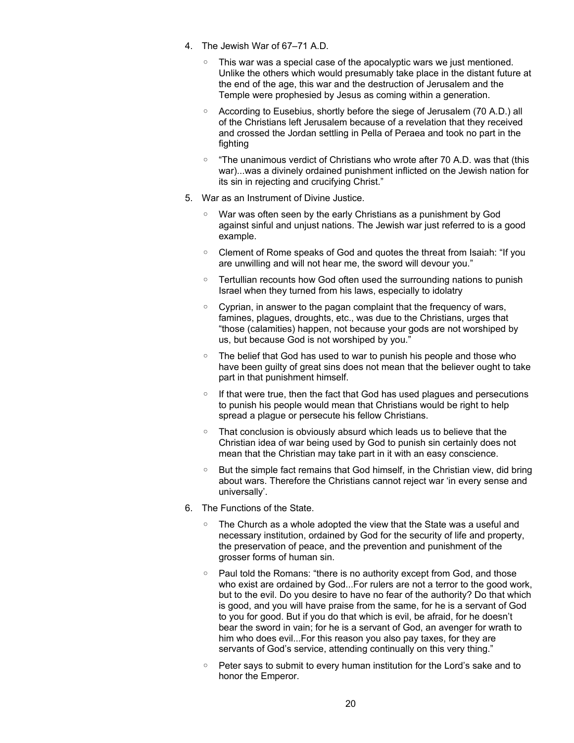4. The Jewish War of 67–71 A.D.
   - This war was a special case of the apocalyptic wars we just mentioned. Unlike the others which would presumably take place in the distant future at the end of the age, this war and the destruction of Jerusalem and the Temple were prophesied by Jesus as coming within a generation.
   - According to Eusebius, shortly before the siege of Jerusalem (70 A.D.) all of the Christians left Jerusalem because of a revelation that they received and crossed the Jordan settling in Pella of Peraea and took no part in the fighting
   - "The unanimous verdict of Christians who wrote after 70 A.D. was that (this war)...was a divinely ordained punishment inflicted on the Jewish nation for its sin in rejecting and crucifying Christ."
5. War as an Instrument of Divine Justice.
   - War was often seen by the early Christians as a punishment by God against sinful and unjust nations. The Jewish war just referred to is a good example.
   - Clement of Rome speaks of God and quotes the threat from Isaiah: "If you are unwilling and will not hear me, the sword will devour you."
   - Tertullian recounts how God often used the surrounding nations to punish Israel when they turned from his laws, especially to idolatry
   - Cyprian, in answer to the pagan complaint that the frequency of wars, famines, plagues, droughts, etc., was due to the Christians, urges that "those (calamities) happen, not because your gods are not worshiped by us, but because God is not worshiped by you."
   - The belief that God has used to war to punish his people and those who have been guilty of great sins does not mean that the believer ought to take part in that punishment himself.
   - If that were true, then the fact that God has used plagues and persecutions to punish his people would mean that Christians would be right to help spread a plague or persecute his fellow Christians.
   - That conclusion is obviously absurd which leads us to believe that the Christian idea of war being used by God to punish sin certainly does not mean that the Christian may take part in it with an easy conscience.
   - But the simple fact remains that God himself, in the Christian view, did bring about wars. Therefore the Christians cannot reject war 'in every sense and universally'.
6. The Functions of the State.
   - The Church as a whole adopted the view that the State was a useful and necessary institution, ordained by God for the security of life and property, the preservation of peace, and the prevention and punishment of the grosser forms of human sin.
   - Paul told the Romans: "there is no authority except from God, and those who exist are ordained by God...For rulers are not a terror to the good work, but to the evil. Do you desire to have no fear of the authority? Do that which is good, and you will have praise from the same, for he is a servant of God to you for good. But if you do that which is evil, be afraid, for he doesn't bear the sword in vain; for he is a servant of God, an avenger for wrath to him who does evil...For this reason you also pay taxes, for they are servants of God's service, attending continually on this very thing."
   - Peter says to submit to every human institution for the Lord's sake and to honor the Emperor.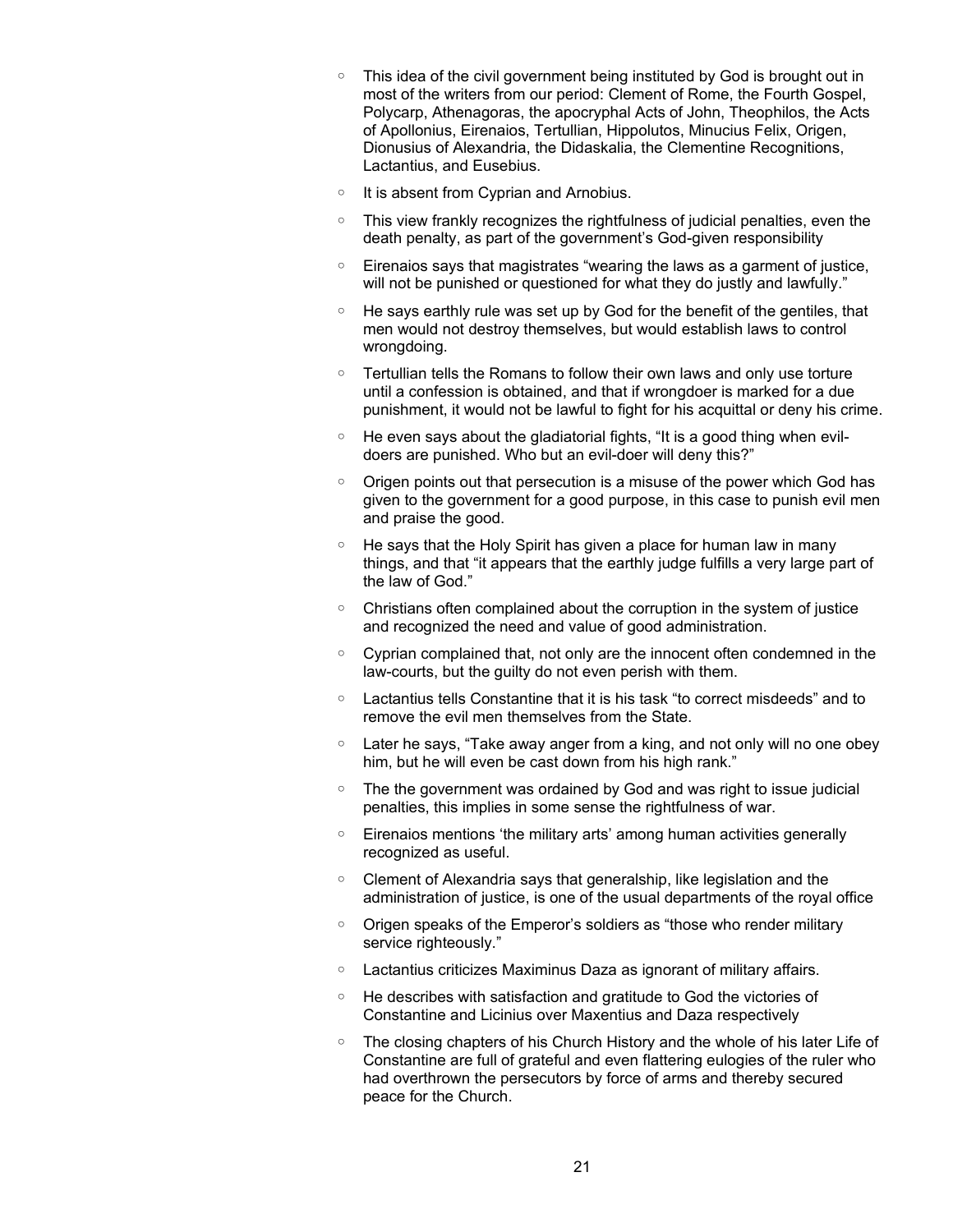- This idea of the civil government being instituted by God is brought out in most of the writers from our period: Clement of Rome, the Fourth Gospel, Polycarp, Athenagoras, the apocryphal Acts of John, Theophilos, the Acts of Apollonius, Eirenaios, Tertullian, Hippolutos, Minucius Felix, Origen, Dionusius of Alexandria, the Didaskalia, the Clementine Recognitions, Lactantius, and Eusebius.
- It is absent from Cyprian and Arnobius.
- This view frankly recognizes the rightfulness of judicial penalties, even the death penalty, as part of the government's God-given responsibility
- Eirenaios says that magistrates "wearing the laws as a garment of justice, will not be punished or questioned for what they do justly and lawfully."
- He says earthly rule was set up by God for the benefit of the gentiles, that men would not destroy themselves, but would establish laws to control wrongdoing.
- Tertullian tells the Romans to follow their own laws and only use torture until a confession is obtained, and that if wrongdoer is marked for a due punishment, it would not be lawful to fight for his acquittal or deny his crime.
- He even says about the gladiatorial fights, "It is a good thing when evil-doers are punished. Who but an evil-doer will deny this?"
- Origen points out that persecution is a misuse of the power which God has given to the government for a good purpose, in this case to punish evil men and praise the good.
- He says that the Holy Spirit has given a place for human law in many things, and that "it appears that the earthly judge fulfills a very large part of the law of God."
- Christians often complained about the corruption in the system of justice and recognized the need and value of good administration.
- Cyprian complained that, not only are the innocent often condemned in the law-courts, but the guilty do not even perish with them.
- Lactantius tells Constantine that it is his task "to correct misdeeds" and to remove the evil men themselves from the State.
- Later he says, "Take away anger from a king, and not only will no one obey him, but he will even be cast down from his high rank."
- The the government was ordained by God and was right to issue judicial penalties, this implies in some sense the rightfulness of war.
- Eirenaios mentions 'the military arts' among human activities generally recognized as useful.
- Clement of Alexandria says that generalship, like legislation and the administration of justice, is one of the usual departments of the royal office
- Origen speaks of the Emperor's soldiers as "those who render military service righteously."
- Lactantius criticizes Maximinus Daza as ignorant of military affairs.
- He describes with satisfaction and gratitude to God the victories of Constantine and Licinius over Maxentius and Daza respectively
- The closing chapters of his Church History and the whole of his later Life of Constantine are full of grateful and even flattering eulogies of the ruler who had overthrown the persecutors by force of arms and thereby secured peace for the Church.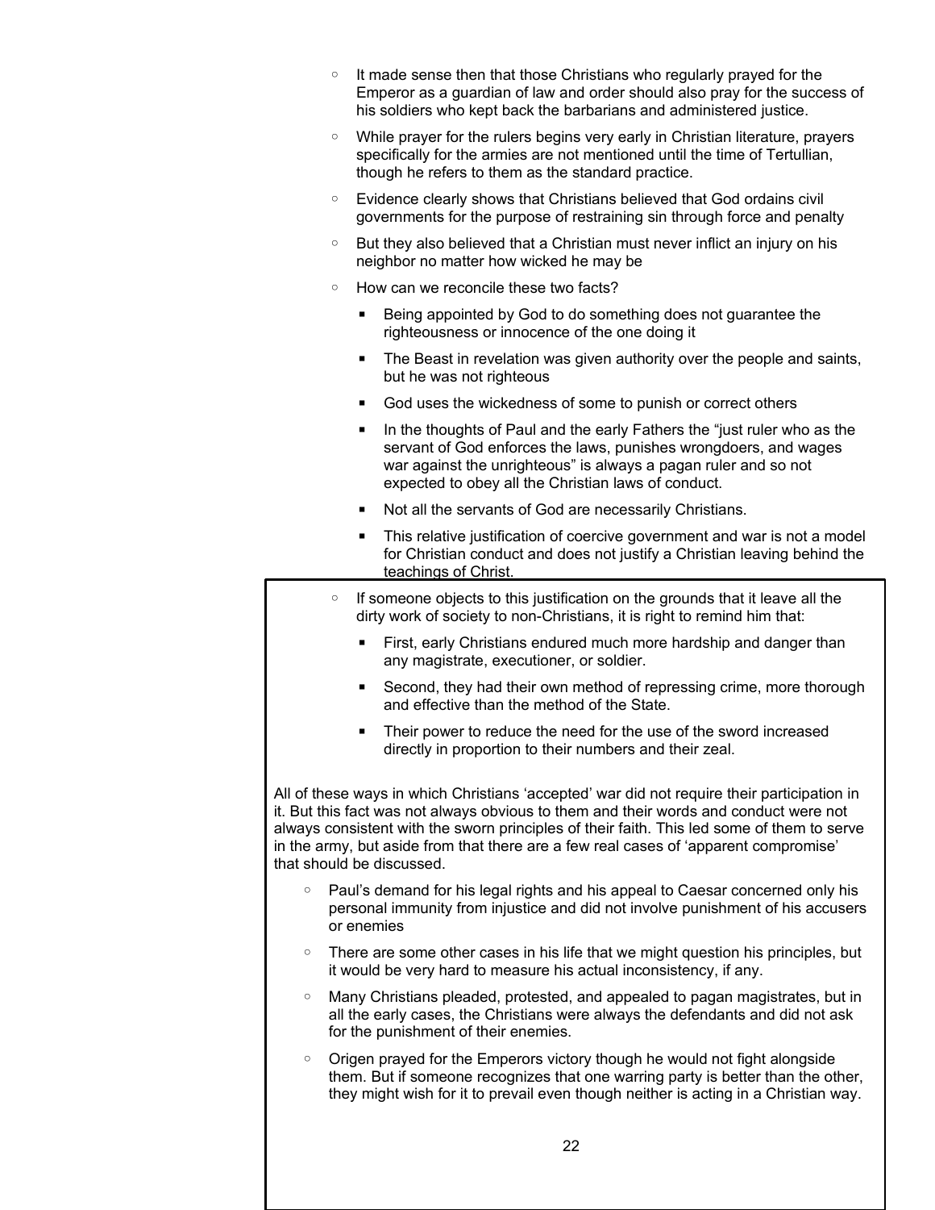- It made sense then that those Christians who regularly prayed for the Emperor as a guardian of law and order should also pray for the success of his soldiers who kept back the barbarians and administered justice.
- While prayer for the rulers begins very early in Christian literature, prayers specifically for the armies are not mentioned until the time of Tertullian, though he refers to them as the standard practice.
- Evidence clearly shows that Christians believed that God ordains civil governments for the purpose of restraining sin through force and penalty
- But they also believed that a Christian must never inflict an injury on his neighbor no matter how wicked he may be
- How can we reconcile these two facts?
  - Being appointed by God to do something does not guarantee the righteousness or innocence of the one doing it
  - The Beast in revelation was given authority over the people and saints, but he was not righteous
  - God uses the wickedness of some to punish or correct others
  - In the thoughts of Paul and the early Fathers the "just ruler who as the servant of God enforces the laws, punishes wrongdoers, and wages war against the unrighteous" is always a pagan ruler and so not expected to obey all the Christian laws of conduct.
  - Not all the servants of God are necessarily Christians.
  - This relative justification of coercive government and war is not a model for Christian conduct and does not justify a Christian leaving behind the teachings of Christ.
- If someone objects to this justification on the grounds that it leave all the dirty work of society to non-Christians, it is right to remind him that:
  - First, early Christians endured much more hardship and danger than any magistrate, executioner, or soldier.
  - Second, they had their own method of repressing crime, more thorough and effective than the method of the State.
  - Their power to reduce the need for the use of the sword increased directly in proportion to their numbers and their zeal.

All of these ways in which Christians 'accepted' war did not require their participation in it. But this fact was not always obvious to them and their words and conduct were not always consistent with the sworn principles of their faith. This led some of them to serve in the army, but aside from that there are a few real cases of 'apparent compromise' that should be discussed.

- Paul's demand for his legal rights and his appeal to Caesar concerned only his personal immunity from injustice and did not involve punishment of his accusers or enemies
- There are some other cases in his life that we might question his principles, but it would be very hard to measure his actual inconsistency, if any.
- Many Christians pleaded, protested, and appealed to pagan magistrates, but in all the early cases, the Christians were always the defendants and did not ask for the punishment of their enemies.
- Origen prayed for the Emperors victory though he would not fight alongside them. But if someone recognizes that one warring party is better than the other, they might wish for it to prevail even though neither is acting in a Christian way.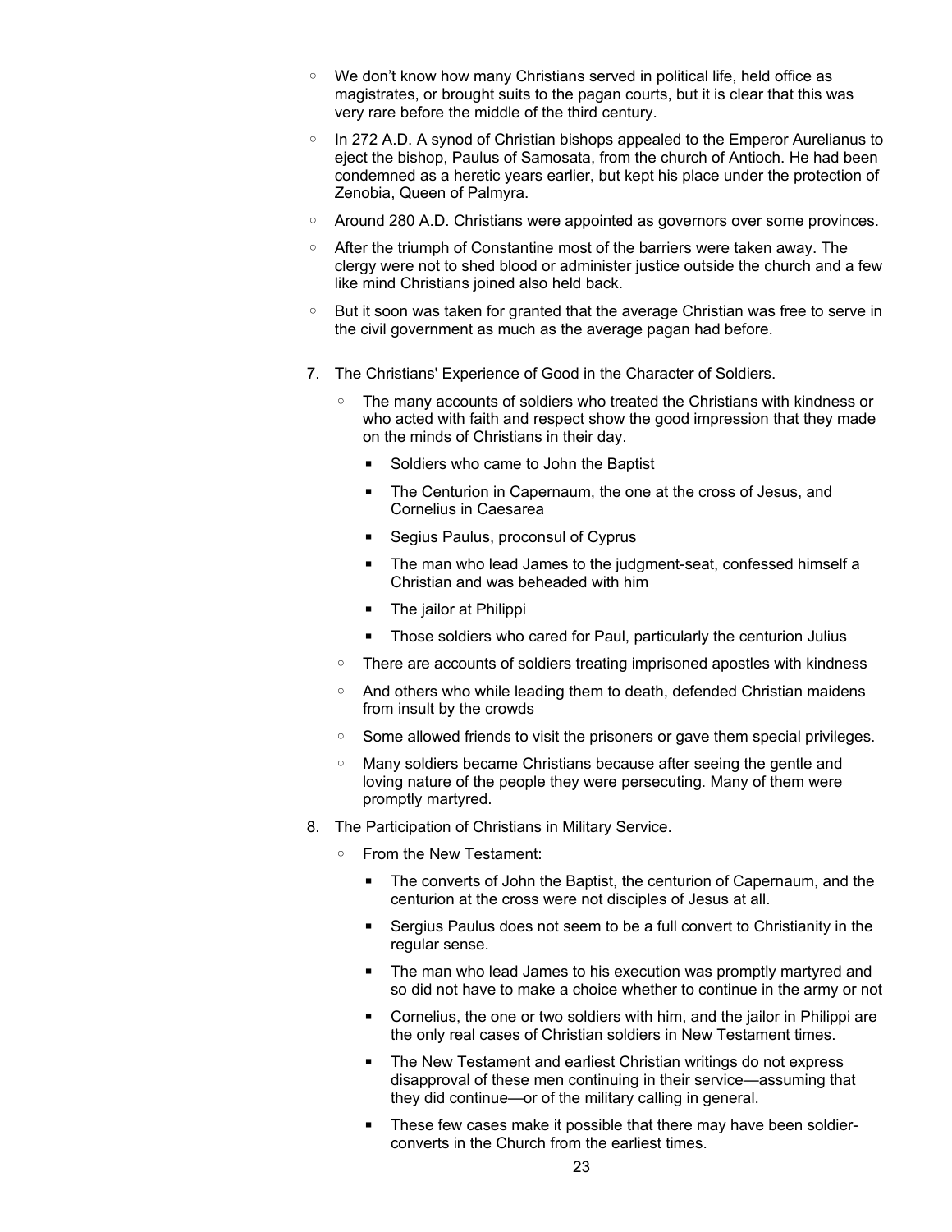- We don't know how many Christians served in political life, held office as magistrates, or brought suits to the pagan courts, but it is clear that this was very rare before the middle of the third century.
- In 272 A.D. A synod of Christian bishops appealed to the Emperor Aurelianus to eject the bishop, Paulus of Samosata, from the church of Antioch. He had been condemned as a heretic years earlier, but kept his place under the protection of Zenobia, Queen of Palmyra.
- Around 280 A.D. Christians were appointed as governors over some provinces.
- After the triumph of Constantine most of the barriers were taken away. The clergy were not to shed blood or administer justice outside the church and a few like mind Christians joined also held back.
- But it soon was taken for granted that the average Christian was free to serve in the civil government as much as the average pagan had before.

7. The Christians' Experience of Good in the Character of Soldiers.
    - The many accounts of soldiers who treated the Christians with kindness or who acted with faith and respect show the good impression that they made on the minds of Christians in their day.
        - Soldiers who came to John the Baptist
        - The Centurion in Capernaum, the one at the cross of Jesus, and Cornelius in Caesarea
        - Segius Paulus, proconsul of Cyprus
        - The man who lead James to the judgment-seat, confessed himself a Christian and was beheaded with him
        - The jailor at Philippi
        - Those soldiers who cared for Paul, particularly the centurion Julius
    - There are accounts of soldiers treating imprisoned apostles with kindness
    - And others who while leading them to death, defended Christian maidens from insult by the crowds
    - Some allowed friends to visit the prisoners or gave them special privileges.
    - Many soldiers became Christians because after seeing the gentle and loving nature of the people they were persecuting. Many of them were promptly martyred.
8. The Participation of Christians in Military Service.
    - From the New Testament:
        - The converts of John the Baptist, the centurion of Capernaum, and the centurion at the cross were not disciples of Jesus at all.
        - Sergius Paulus does not seem to be a full convert to Christianity in the regular sense.
        - The man who lead James to his execution was promptly martyred and so did not have to make a choice whether to continue in the army or not
        - Cornelius, the one or two soldiers with him, and the jailor in Philippi are the only real cases of Christian soldiers in New Testament times.
        - The New Testament and earliest Christian writings do not express disapproval of these men continuing in their service—assuming that they did continue—or of the military calling in general.
        - These few cases make it possible that there may have been soldier-converts in the Church from the earliest times.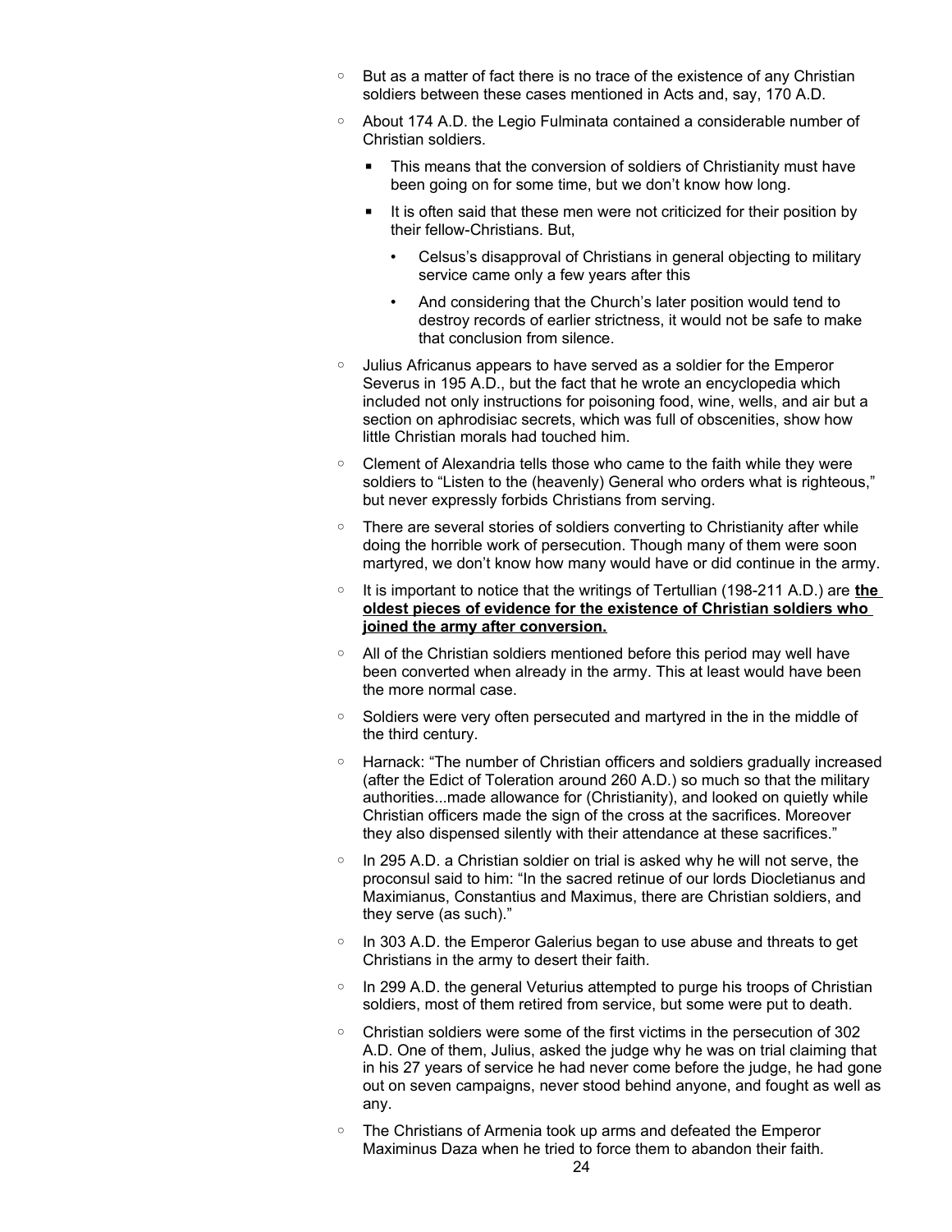- But as a matter of fact there is no trace of the existence of any Christian soldiers between these cases mentioned in Acts and, say, 170 A.D.
- About 174 A.D. the Legio Fulminata contained a considerable number of Christian soldiers.
  - This means that the conversion of soldiers of Christianity must have been going on for some time, but we don't know how long.
  - It is often said that these men were not criticized for their position by their fellow-Christians. But,
    - Celsus's disapproval of Christians in general objecting to military service came only a few years after this
    - And considering that the Church's later position would tend to destroy records of earlier strictness, it would not be safe to make that conclusion from silence.
- Julius Africanus appears to have served as a soldier for the Emperor Severus in 195 A.D., but the fact that he wrote an encyclopedia which included not only instructions for poisoning food, wine, wells, and air but a section on aphrodisiac secrets, which was full of obscenities, show how little Christian morals had touched him.
- Clement of Alexandria tells those who came to the faith while they were soldiers to "Listen to the (heavenly) General who orders what is righteous," but never expressly forbids Christians from serving.
- There are several stories of soldiers converting to Christianity after while doing the horrible work of persecution. Though many of them were soon martyred, we don't know how many would have or did continue in the army.
- It is important to notice that the writings of Tertullian (198-211 A.D.) are **<u>the oldest pieces of evidence for the existence of Christian soldiers who joined the army after conversion.</u>**
- All of the Christian soldiers mentioned before this period may well have been converted when already in the army. This at least would have been the more normal case.
- Soldiers were very often persecuted and martyred in the in the middle of the third century.
- Harnack: "The number of Christian officers and soldiers gradually increased (after the Edict of Toleration around 260 A.D.) so much so that the military authorities...made allowance for (Christianity), and looked on quietly while Christian officers made the sign of the cross at the sacrifices. Moreover they also dispensed silently with their attendance at these sacrifices."
- In 295 A.D. a Christian soldier on trial is asked why he will not serve, the proconsul said to him: "In the sacred retinue of our lords Diocletianus and Maximianus, Constantius and Maximus, there are Christian soldiers, and they serve (as such)."
- In 303 A.D. the Emperor Galerius began to use abuse and threats to get Christians in the army to desert their faith.
- In 299 A.D. the general Veturius attempted to purge his troops of Christian soldiers, most of them retired from service, but some were put to death.
- Christian soldiers were some of the first victims in the persecution of 302 A.D. One of them, Julius, asked the judge why he was on trial claiming that in his 27 years of service he had never come before the judge, he had gone out on seven campaigns, never stood behind anyone, and fought as well as any.
- The Christians of Armenia took up arms and defeated the Emperor Maximinus Daza when he tried to force them to abandon their faith.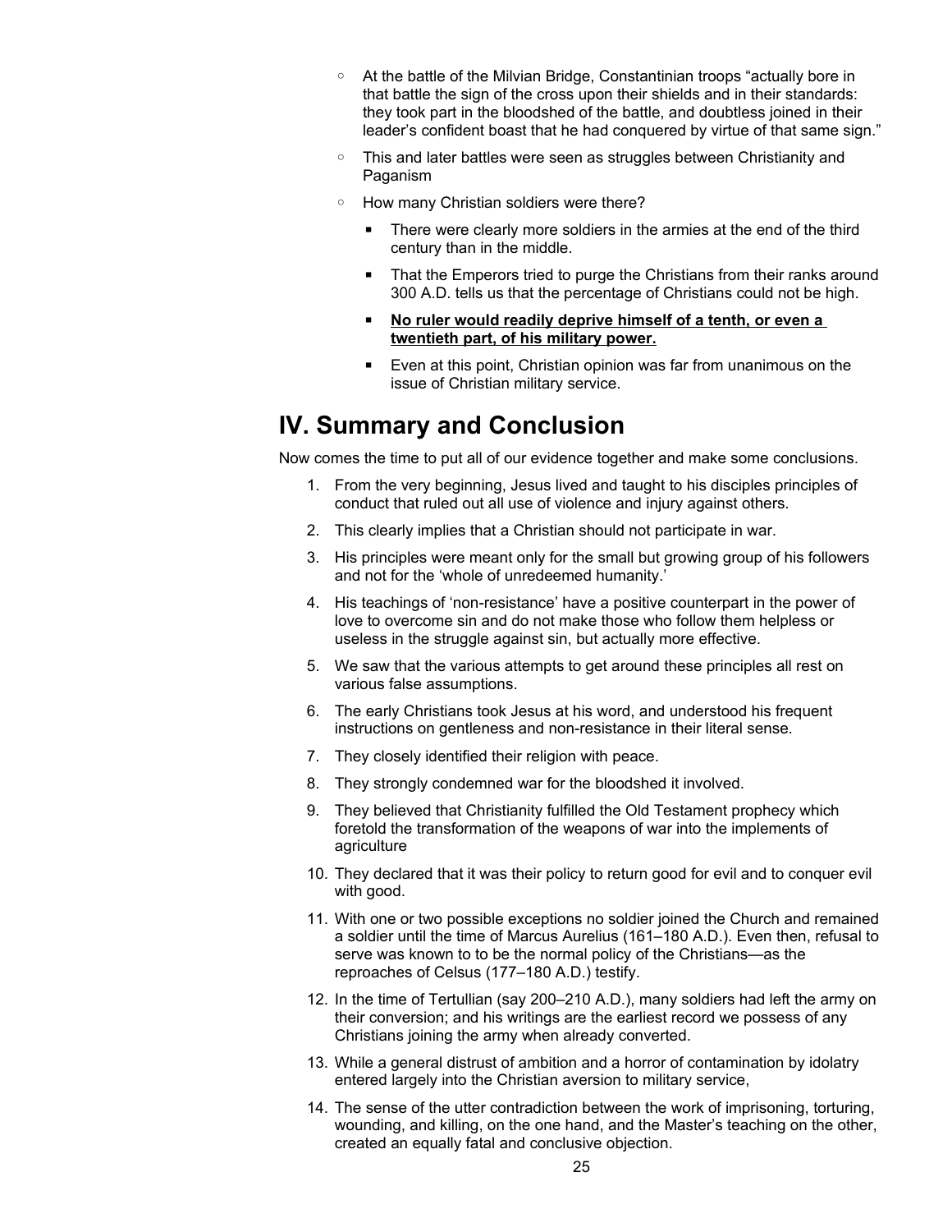- At the battle of the Milvian Bridge, Constantinian troops "actually bore in that battle the sign of the cross upon their shields and in their standards: they took part in the bloodshed of the battle, and doubtless joined in their leader's confident boast that he had conquered by virtue of that same sign."
- This and later battles were seen as struggles between Christianity and Paganism
- How many Christian soldiers were there?
  - There were clearly more soldiers in the armies at the end of the third century than in the middle.
  - That the Emperors tried to purge the Christians from their ranks around 300 A.D. tells us that the percentage of Christians could not be high.
  - **<u>No ruler would readily deprive himself of a tenth, or even a twentieth part, of his military power.</u>**
  - Even at this point, Christian opinion was far from unanimous on the issue of Christian military service.

# IV. Summary and Conclusion

Now comes the time to put all of our evidence together and make some conclusions.

1. From the very beginning, Jesus lived and taught to his disciples principles of conduct that ruled out all use of violence and injury against others.
2. This clearly implies that a Christian should not participate in war.
3. His principles were meant only for the small but growing group of his followers and not for the 'whole of unredeemed humanity.'
4. His teachings of 'non-resistance' have a positive counterpart in the power of love to overcome sin and do not make those who follow them helpless or useless in the struggle against sin, but actually more effective.
5. We saw that the various attempts to get around these principles all rest on various false assumptions.
6. The early Christians took Jesus at his word, and understood his frequent instructions on gentleness and non-resistance in their literal sense.
7. They closely identified their religion with peace.
8. They strongly condemned war for the bloodshed it involved.
9. They believed that Christianity fulfilled the Old Testament prophecy which foretold the transformation of the weapons of war into the implements of agriculture
10. They declared that it was their policy to return good for evil and to conquer evil with good.
11. With one or two possible exceptions no soldier joined the Church and remained a soldier until the time of Marcus Aurelius (161–180 A.D.). Even then, refusal to serve was known to to be the normal policy of the Christians—as the reproaches of Celsus (177–180 A.D.) testify.
12. In the time of Tertullian (say 200–210 A.D.), many soldiers had left the army on their conversion; and his writings are the earliest record we possess of any Christians joining the army when already converted.
13. While a general distrust of ambition and a horror of contamination by idolatry entered largely into the Christian aversion to military service,
14. The sense of the utter contradiction between the work of imprisoning, torturing, wounding, and killing, on the one hand, and the Master's teaching on the other, created an equally fatal and conclusive objection.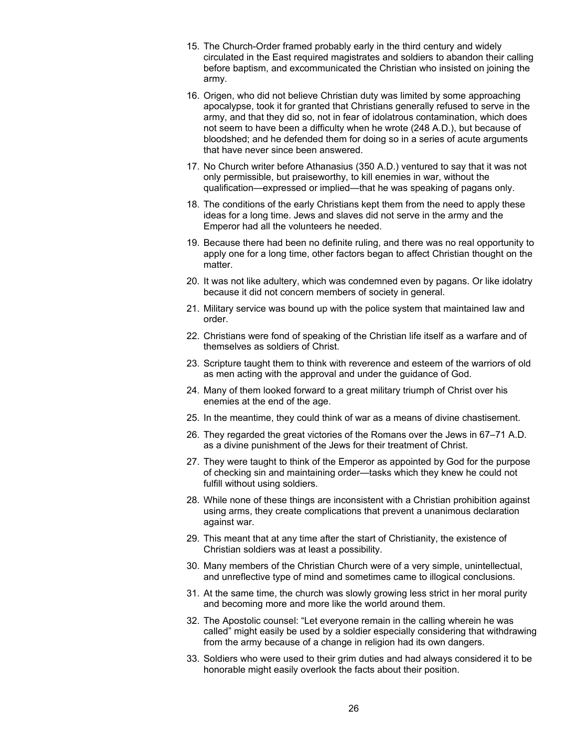15. The Church-Order framed probably early in the third century and widely circulated in the East required magistrates and soldiers to abandon their calling before baptism, and excommunicated the Christian who insisted on joining the army.
16. Origen, who did not believe Christian duty was limited by some approaching apocalypse, took it for granted that Christians generally refused to serve in the army, and that they did so, not in fear of idolatrous contamination, which does not seem to have been a difficulty when he wrote (248 A.D.), but because of bloodshed; and he defended them for doing so in a series of acute arguments that have never since been answered.
17. No Church writer before Athanasius (350 A.D.) ventured to say that it was not only permissible, but praiseworthy, to kill enemies in war, without the qualification—expressed or implied—that he was speaking of pagans only.
18. The conditions of the early Christians kept them from the need to apply these ideas for a long time. Jews and slaves did not serve in the army and the Emperor had all the volunteers he needed.
19. Because there had been no definite ruling, and there was no real opportunity to apply one for a long time, other factors began to affect Christian thought on the matter.
20. It was not like adultery, which was condemned even by pagans. Or like idolatry because it did not concern members of society in general.
21. Military service was bound up with the police system that maintained law and order.
22. Christians were fond of speaking of the Christian life itself as a warfare and of themselves as soldiers of Christ.
23. Scripture taught them to think with reverence and esteem of the warriors of old as men acting with the approval and under the guidance of God.
24. Many of them looked forward to a great military triumph of Christ over his enemies at the end of the age.
25. In the meantime, they could think of war as a means of divine chastisement.
26. They regarded the great victories of the Romans over the Jews in 67–71 A.D. as a divine punishment of the Jews for their treatment of Christ.
27. They were taught to think of the Emperor as appointed by God for the purpose of checking sin and maintaining order—tasks which they knew he could not fulfill without using soldiers.
28. While none of these things are inconsistent with a Christian prohibition against using arms, they create complications that prevent a unanimous declaration against war.
29. This meant that at any time after the start of Christianity, the existence of Christian soldiers was at least a possibility.
30. Many members of the Christian Church were of a very simple, unintellectual, and unreflective type of mind and sometimes came to illogical conclusions.
31. At the same time, the church was slowly growing less strict in her moral purity and becoming more and more like the world around them.
32. The Apostolic counsel: "Let everyone remain in the calling wherein he was called" might easily be used by a soldier especially considering that withdrawing from the army because of a change in religion had its own dangers.
33. Soldiers who were used to their grim duties and had always considered it to be honorable might easily overlook the facts about their position.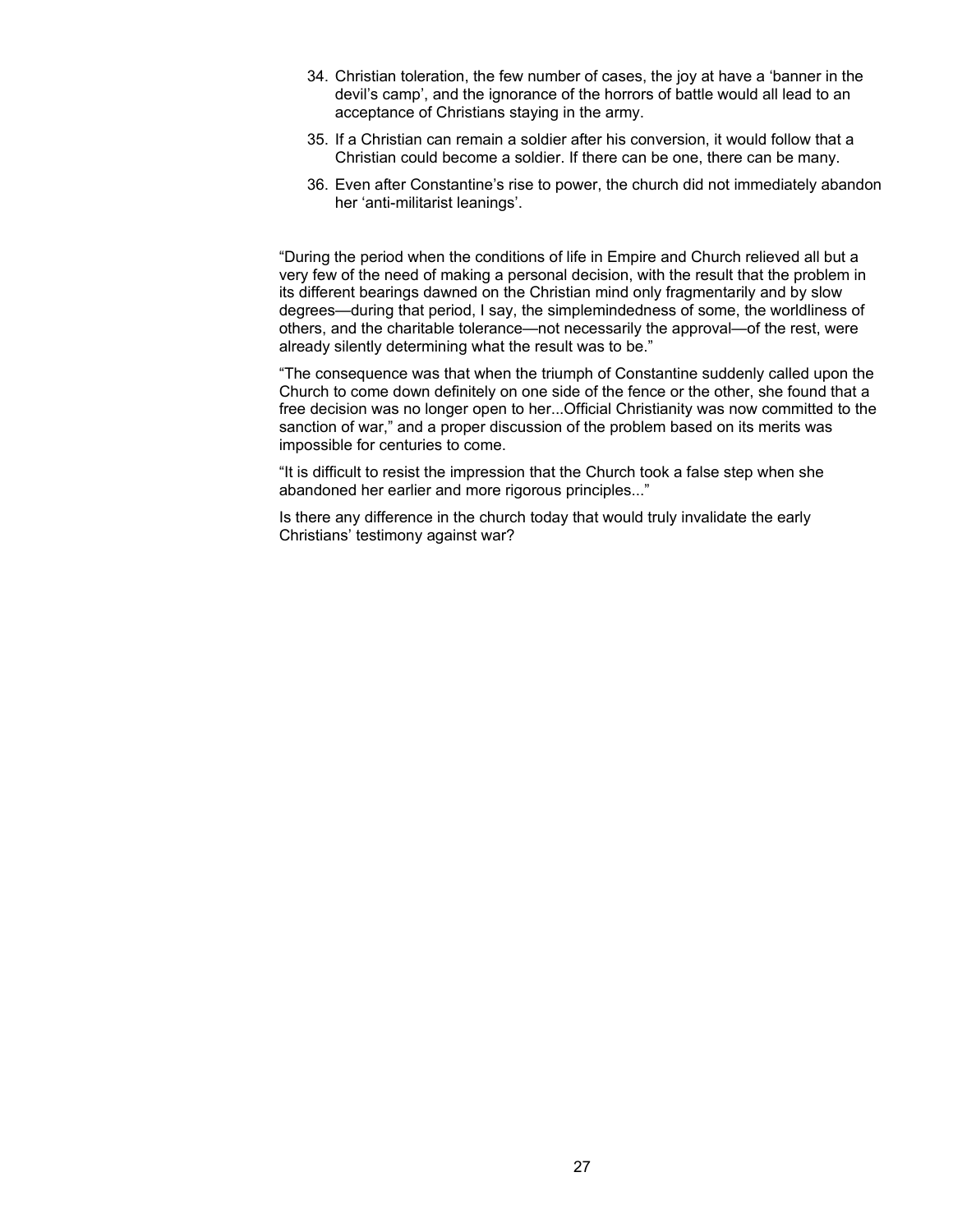34. Christian toleration, the few number of cases, the joy at have a ‘banner in the devil’s camp’, and the ignorance of the horrors of battle would all lead to an acceptance of Christians staying in the army.
35. If a Christian can remain a soldier after his conversion, it would follow that a Christian could become a soldier. If there can be one, there can be many.
36. Even after Constantine’s rise to power, the church did not immediately abandon her ‘anti-militarist leanings’.

“During the period when the conditions of life in Empire and Church relieved all but a very few of the need of making a personal decision, with the result that the problem in its different bearings dawned on the Christian mind only fragmentarily and by slow degrees—during that period, I say, the simplemindedness of some, the worldliness of others, and the charitable tolerance—not necessarily the approval—of the rest, were already silently determining what the result was to be.”

“The consequence was that when the triumph of Constantine suddenly called upon the Church to come down definitely on one side of the fence or the other, she found that a free decision was no longer open to her...Official Christianity was now committed to the sanction of war,” and a proper discussion of the problem based on its merits was impossible for centuries to come.

“It is difficult to resist the impression that the Church took a false step when she abandoned her earlier and more rigorous principles...”

Is there any difference in the church today that would truly invalidate the early Christians’ testimony against war?